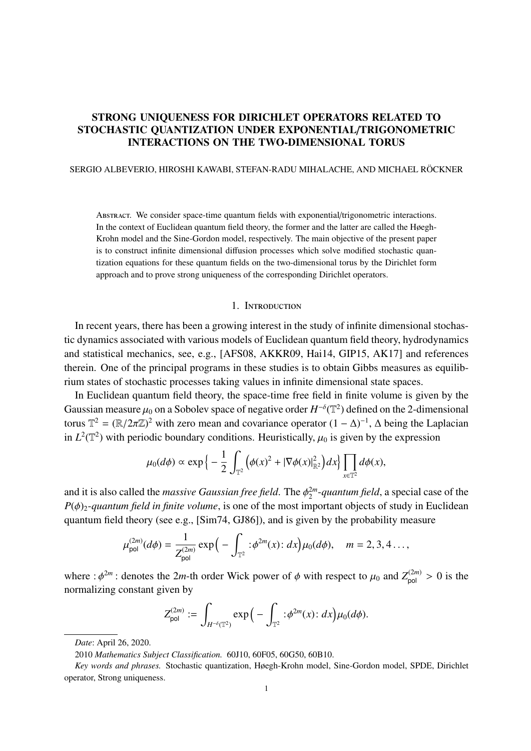# STRONG UNIQUENESS FOR DIRICHLET OPERATORS RELATED TO STOCHASTIC QUANTIZATION UNDER EXPONENTIAL/TRIGONOMETRIC INTERACTIONS ON THE TWO-DIMENSIONAL TORUS

SERGIO ALBEVERIO, HIROSHI KAWABI, STEFAN-RADU MIHALACHE, AND MICHAEL RÖCKNER

Abstract. We consider space-time quantum fields with exponential/trigonometric interactions. In the context of Euclidean quantum field theory, the former and the latter are called the Høegh-Krohn model and the Sine-Gordon model, respectively. The main objective of the present paper is to construct infinite dimensional diffusion processes which solve modified stochastic quantization equations for these quantum fields on the two-dimensional torus by the Dirichlet form approach and to prove strong uniqueness of the corresponding Dirichlet operators.

## 1. Introduction

In recent years, there has been a growing interest in the study of infinite dimensional stochastic dynamics associated with various models of Euclidean quantum field theory, hydrodynamics and statistical mechanics, see, e.g., [AFS08, AKKR09, Hai14, GIP15, AK17] and references therein. One of the principal programs in these studies is to obtain Gibbs measures as equilibrium states of stochastic processes taking values in infinite dimensional state spaces.

In Euclidean quantum field theory, the space-time free field in finite volume is given by the Gaussian measure $\mu_0$ on a Sobolev space of negative order $H^{-\delta}(\mathbb{T}^2)$ defined on the 2-dimensional torus $\mathbb{T}^2 = (\mathbb{R}/2\pi\mathbb{Z})^2$ with zero mean and covariance operator $(1-\Delta)^{-1}$, $\Delta$ being the Laplacian in $L^2(\mathbb{T}^2)$ with periodic boundary conditions. Heuristically, $\mu_0$ is given by the expression

$$\mu_0(d\phi) \propto \exp\Big\{-\frac{1}{2}\int_{\mathbb{T}^2}\Big(\phi(x)^2 + |\nabla\phi(x)|^2_{\mathbb{R}^2}\Big)dx\Big\}\prod_{x\in\mathbb{T}^2} d\phi(x),$$

and it is also called the *massive Gaussian free field*. The $\phi^{2m}_2$*-quantum field*, a special case of the $P(\phi)_2$*-quantum field in finite volume*, is one of the most important objects of study in Euclidean quantum field theory (see e.g., [Sim74, GJ86]), and is given by the probability measure

$$\mu^{(2m)}_{\mathsf{pol}}(d\phi) = \frac{1}{Z^{(2m)}_{\mathsf{pol}}}\exp\Big(-\int_{\mathbb{T}^2} :\phi^{2m}(x): dx\Big)\mu_0(d\phi), \quad m = 2, 3, 4\ldots,$$

where $:\phi^{2m}:$ denotes the $2m$-th order Wick power of $\phi$ with respect to $\mu_0$ and $Z^{(2m)}_{\mathsf{pol}} > 0$ is the normalizing constant given by

$$Z^{(2m)}_{\mathsf{pol}} := \int_{H^{-\delta}(\mathbb{T}^2)}\exp\Big(-\int_{\mathbb{T}^2} :\phi^{2m}(x): dx\Big)\mu_0(d\phi).$$

---

*Date*: April 26, 2020.

2010 *Mathematics Subject Classification.* 60J10, 60F05, 60G50, 60B10.

*Key words and phrases.* Stochastic quantization, Høegh-Krohn model, Sine-Gordon model, SPDE, Dirichlet operator, Strong uniqueness.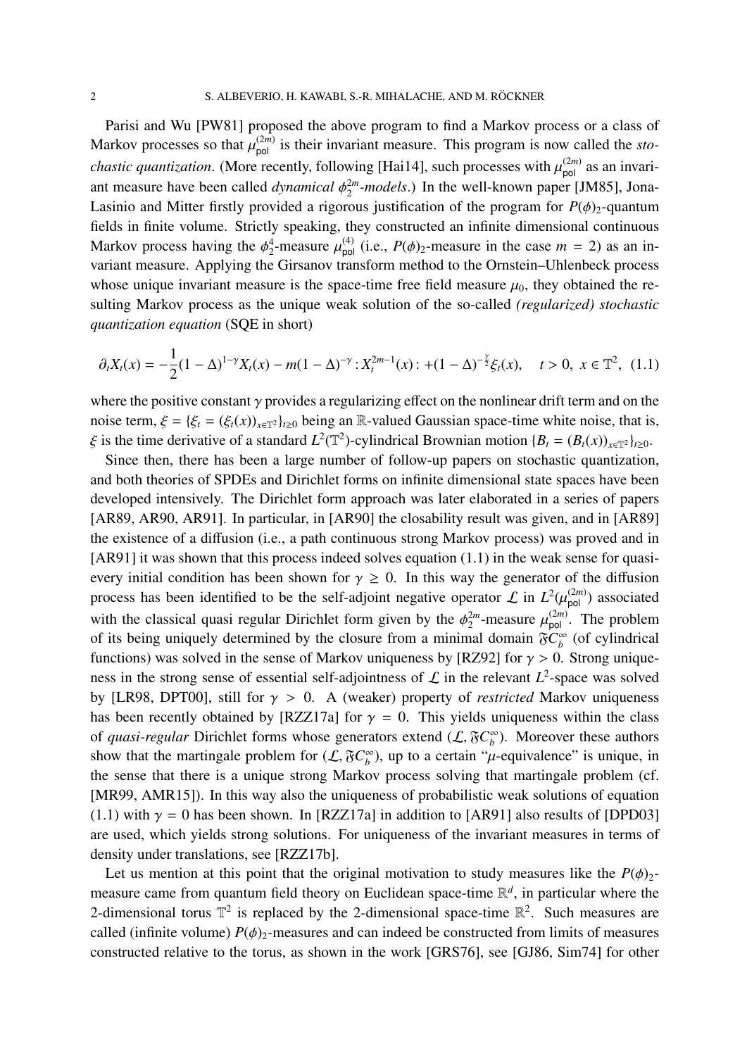Parisi and Wu [PW81] proposed the above program to find a Markov process or a class of Markov processes so that $\mu_{\mathsf{pol}}^{(2m)}$ is their invariant measure. This program is now called the *stochastic quantization*. (More recently, following [Hai14], such processes with $\mu_{\mathsf{pol}}^{(2m)}$ as an invariant measure have been called *dynamical $\phi_2^{2m}$-models*.) In the well-known paper [JM85], Jona-Lasinio and Mitter firstly provided a rigorous justification of the program for $P(\phi)_2$-quantum fields in finite volume. Strictly speaking, they constructed an infinite dimensional continuous Markov process having the $\phi_2^4$-measure $\mu_{\mathsf{pol}}^{(4)}$ (i.e., $P(\phi)_2$-measure in the case $m = 2$) as an invariant measure. Applying the Girsanov transform method to the Ornstein–Uhlenbeck process whose unique invariant measure is the space-time free field measure $\mu_0$, they obtained the resulting Markov process as the unique weak solution of the so-called *(regularized) stochastic quantization equation* (SQE in short)

$$\partial_t X_t(x) = -\frac{1}{2}(1-\Delta)^{1-\gamma} X_t(x) - m(1-\Delta)^{-\gamma} :X_t^{2m-1}(x): + (1-\Delta)^{-\frac{\gamma}{2}} \xi_t(x), \quad t > 0,\ x \in \mathbb{T}^2, \tag{1.1}$$

where the positive constant $\gamma$ provides a regularizing effect on the nonlinear drift term and on the noise term, $\xi = \{\xi_t = (\xi_t(x))_{x\in\mathbb{T}^2}\}_{t\geq 0}$ being an $\mathbb{R}$-valued Gaussian space-time white noise, that is, $\xi$ is the time derivative of a standard $L^2(\mathbb{T}^2)$-cylindrical Brownian motion $\{B_t = (B_t(x))_{x\in\mathbb{T}^2}\}_{t\geq 0}$.

Since then, there has been a large number of follow-up papers on stochastic quantization, and both theories of SPDEs and Dirichlet forms on infinite dimensional state spaces have been developed intensively. The Dirichlet form approach was later elaborated in a series of papers [AR89, AR90, AR91]. In particular, in [AR90] the closability result was given, and in [AR89] the existence of a diffusion (i.e., a path continuous strong Markov process) was proved and in [AR91] it was shown that this process indeed solves equation (1.1) in the weak sense for quasi-every initial condition has been shown for $\gamma \geq 0$. In this way the generator of the diffusion process has been identified to be the self-adjoint negative operator $\mathcal{L}$ in $L^2(\mu_{\mathsf{pol}}^{(2m)})$ associated with the classical quasi regular Dirichlet form given by the $\phi_2^{2m}$-measure $\mu_{\mathsf{pol}}^{(2m)}$. The problem of its being uniquely determined by the closure from a minimal domain $\mathfrak{F}C_b^\infty$ (of cylindrical functions) was solved in the sense of Markov uniqueness by [RZ92] for $\gamma > 0$. Strong uniqueness in the strong sense of essential self-adjointness of $\mathcal{L}$ in the relevant $L^2$-space was solved by [LR98, DPT00], still for $\gamma > 0$. A (weaker) property of *restricted* Markov uniqueness has been recently obtained by [RZZ17a] for $\gamma = 0$. This yields uniqueness within the class of *quasi-regular* Dirichlet forms whose generators extend $(\mathcal{L}, \mathfrak{F}C_b^\infty)$. Moreover these authors show that the martingale problem for $(\mathcal{L}, \mathfrak{F}C_b^\infty)$, up to a certain "$\mu$-equivalence" is unique, in the sense that there is a unique strong Markov process solving that martingale problem (cf. [MR99, AMR15]). In this way also the uniqueness of probabilistic weak solutions of equation (1.1) with $\gamma = 0$ has been shown. In [RZZ17a] in addition to [AR91] also results of [DPD03] are used, which yields strong solutions. For uniqueness of the invariant measures in terms of density under translations, see [RZZ17b].

Let us mention at this point that the original motivation to study measures like the $P(\phi)_2$-measure came from quantum field theory on Euclidean space-time $\mathbb{R}^d$, in particular where the 2-dimensional torus $\mathbb{T}^2$ is replaced by the 2-dimensional space-time $\mathbb{R}^2$. Such measures are called (infinite volume) $P(\phi)_2$-measures and can indeed be constructed from limits of measures constructed relative to the torus, as shown in the work [GRS76], see [GJ86, Sim74] for other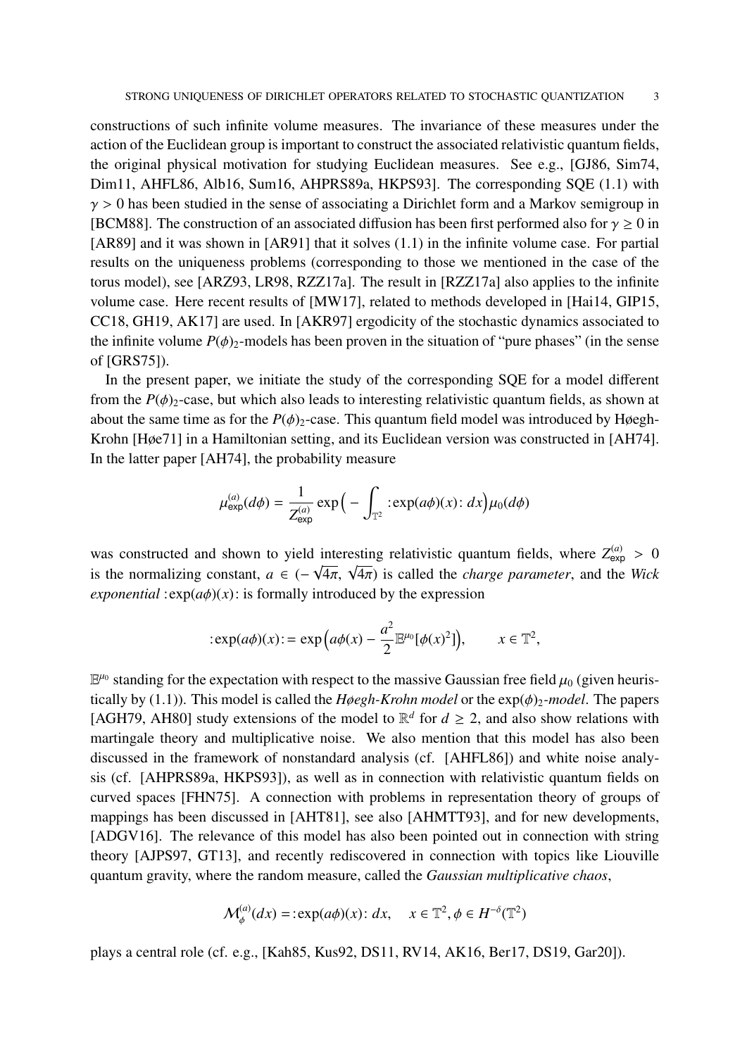constructions of such infinite volume measures. The invariance of these measures under the action of the Euclidean group is important to construct the associated relativistic quantum fields, the original physical motivation for studying Euclidean measures. See e.g., [GJ86, Sim74, Dim11, AHFL86, Alb16, Sum16, AHPRS89a, HKPS93]. The corresponding SQE (1.1) with $\gamma > 0$ has been studied in the sense of associating a Dirichlet form and a Markov semigroup in [BCM88]. The construction of an associated diffusion has been first performed also for $\gamma \geq 0$ in [AR89] and it was shown in [AR91] that it solves (1.1) in the infinite volume case. For partial results on the uniqueness problems (corresponding to those we mentioned in the case of the torus model), see [ARZ93, LR98, RZZ17a]. The result in [RZZ17a] also applies to the infinite volume case. Here recent results of [MW17], related to methods developed in [Hai14, GIP15, CC18, GH19, AK17] are used. In [AKR97] ergodicity of the stochastic dynamics associated to the infinite volume $P(\phi)_2$-models has been proven in the situation of "pure phases" (in the sense of [GRS75]).

In the present paper, we initiate the study of the corresponding SQE for a model different from the $P(\phi)_2$-case, but which also leads to interesting relativistic quantum fields, as shown at about the same time as for the $P(\phi)_2$-case. This quantum field model was introduced by Høegh-Krohn [Høe71] in a Hamiltonian setting, and its Euclidean version was constructed in [AH74]. In the latter paper [AH74], the probability measure

$$\mu_{\mathsf{exp}}^{(a)}(d\phi) = \frac{1}{Z_{\mathsf{exp}}^{(a)}} \exp\Big( -\int_{\mathbb{T}^2} :\!\exp(a\phi)(x)\!: dx \Big) \mu_0(d\phi)$$

was constructed and shown to yield interesting relativistic quantum fields, where $Z_{\mathsf{exp}}^{(a)} > 0$ is the normalizing constant, $a \in (-\sqrt{4\pi}, \sqrt{4\pi})$ is called the *charge parameter*, and the *Wick exponential* $:\!\exp(a\phi)(x)\!:$ is formally introduced by the expression

$$:\!\exp(a\phi)(x)\!: = \exp\Big( a\phi(x) - \frac{a^2}{2}\mathbb{E}^{\mu_0}[\phi(x)^2] \Big), \qquad x \in \mathbb{T}^2,$$

$\mathbb{E}^{\mu_0}$ standing for the expectation with respect to the massive Gaussian free field $\mu_0$ (given heuristically by (1.1)). This model is called the *Høegh-Krohn model* or the *$\exp(\phi)_2$-model*. The papers [AGH79, AH80] study extensions of the model to $\mathbb{R}^d$ for $d \geq 2$, and also show relations with martingale theory and multiplicative noise. We also mention that this model has also been discussed in the framework of nonstandard analysis (cf. [AHFL86]) and white noise analysis (cf. [AHPRS89a, HKPS93]), as well as in connection with relativistic quantum fields on curved spaces [FHN75]. A connection with problems in representation theory of groups of mappings has been discussed in [AHT81], see also [AHMTT93], and for new developments, [ADGV16]. The relevance of this model has also been pointed out in connection with string theory [AJPS97, GT13], and recently rediscovered in connection with topics like Liouville quantum gravity, where the random measure, called the *Gaussian multiplicative chaos*,

$$\mathcal{M}_{\phi}^{(a)}(dx) = :\!\exp(a\phi)(x)\!: dx, \quad x \in \mathbb{T}^2, \phi \in H^{-\delta}(\mathbb{T}^2)$$

plays a central role (cf. e.g., [Kah85, Kus92, DS11, RV14, AK16, Ber17, DS19, Gar20]).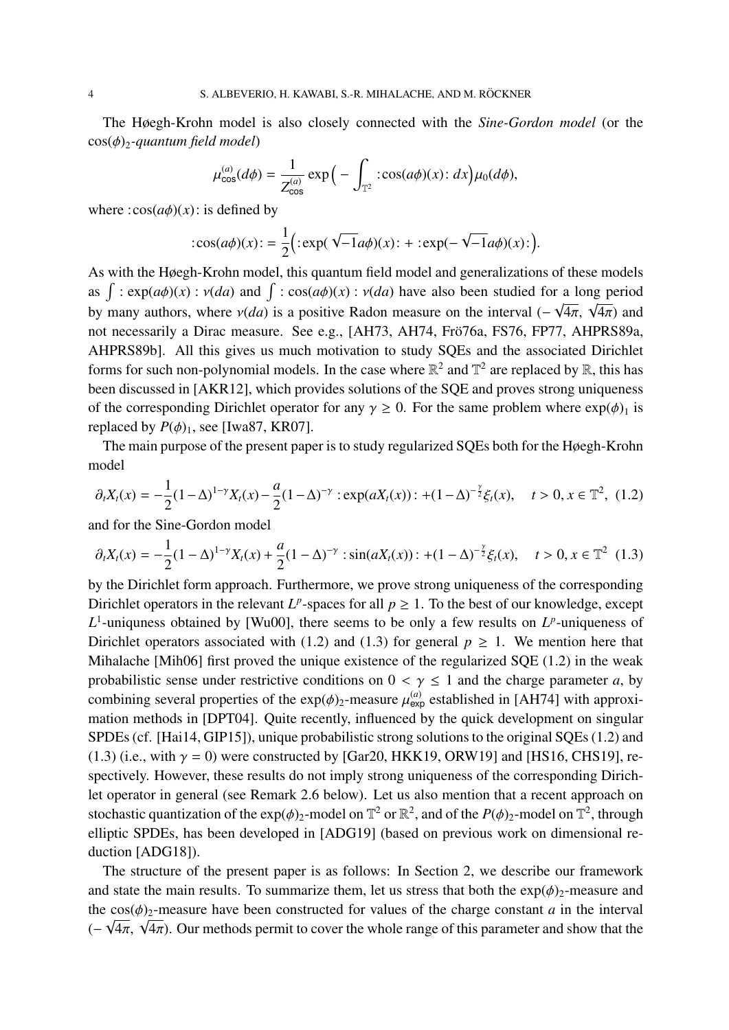The Høegh-Krohn model is also closely connected with the *Sine-Gordon model* (or the $\cos(\phi)_2$-*quantum field model*)

$$\mu^{(a)}_{\cos}(d\phi) = \frac{1}{Z^{(a)}_{\cos}} \exp\Big( - \int_{\mathbb{T}^2} :\cos(a\phi)(x): \, dx \Big) \mu_0(d\phi),$$

where $:\cos(a\phi)(x):$ is defined by

$$:\cos(a\phi)(x): = \frac{1}{2}\Big( :\exp(\sqrt{-1}a\phi)(x): + :\exp(-\sqrt{-1}a\phi)(x): \Big).$$

As with the Høegh-Krohn model, this quantum field model and generalizations of these models as $\int : \exp(a\phi)(x) : \nu(da)$ and $\int : \cos(a\phi)(x) : \nu(da)$ have also been studied for a long period by many authors, where $\nu(da)$ is a positive Radon measure on the interval $(-\sqrt{4\pi}, \sqrt{4\pi})$ and not necessarily a Dirac measure. See e.g., [AH73, AH74, Frö76a, FS76, FP77, AHPRS89a, AHPRS89b]. All this gives us much motivation to study SQEs and the associated Dirichlet forms for such non-polynomial models. In the case where $\mathbb{R}^2$ and $\mathbb{T}^2$ are replaced by $\mathbb{R}$, this has been discussed in [AKR12], which provides solutions of the SQE and proves strong uniqueness of the corresponding Dirichlet operator for any $\gamma \geq 0$. For the same problem where $\exp(\phi)_1$ is replaced by $P(\phi)_1$, see [Iwa87, KR07].

The main purpose of the present paper is to study regularized SQEs both for the Høegh-Krohn model

$$\partial_t X_t(x) = -\frac{1}{2}(1-\Delta)^{1-\gamma} X_t(x) - \frac{a}{2}(1-\Delta)^{-\gamma} :\exp(aX_t(x)): + (1-\Delta)^{-\frac{\gamma}{2}} \xi_t(x), \quad t > 0, x \in \mathbb{T}^2, \tag{1.2}$$

and for the Sine-Gordon model

$$\partial_t X_t(x) = -\frac{1}{2}(1-\Delta)^{1-\gamma} X_t(x) + \frac{a}{2}(1-\Delta)^{-\gamma} :\sin(aX_t(x)): + (1-\Delta)^{-\frac{\gamma}{2}} \xi_t(x), \quad t > 0, x \in \mathbb{T}^2 \tag{1.3}$$

by the Dirichlet form approach. Furthermore, we prove strong uniqueness of the corresponding Dirichlet operators in the relevant $L^p$-spaces for all $p \geq 1$. To the best of our knowledge, except $L^1$-uniquness obtained by [Wu00], there seems to be only a few results on $L^p$-uniqueness of Dirichlet operators associated with (1.2) and (1.3) for general $p \geq 1$. We mention here that Mihalache [Mih06] first proved the unique existence of the regularized SQE (1.2) in the weak probabilistic sense under restrictive conditions on $0 < \gamma \leq 1$ and the charge parameter $a$, by combining several properties of the $\exp(\phi)_2$-measure $\mu^{(a)}_{\exp}$ established in [AH74] with approximation methods in [DPT04]. Quite recently, influenced by the quick development on singular SPDEs (cf. [Hai14, GIP15]), unique probabilistic strong solutions to the original SQEs (1.2) and (1.3) (i.e., with $\gamma = 0$) were constructed by [Gar20, HKK19, ORW19] and [HS16, CHS19], respectively. However, these results do not imply strong uniqueness of the corresponding Dirichlet operator in general (see Remark 2.6 below). Let us also mention that a recent approach on stochastic quantization of the $\exp(\phi)_2$-model on $\mathbb{T}^2$ or $\mathbb{R}^2$, and of the $P(\phi)_2$-model on $\mathbb{T}^2$, through elliptic SPDEs, has been developed in [ADG19] (based on previous work on dimensional reduction [ADG18]).

The structure of the present paper is as follows: In Section 2, we describe our framework and state the main results. To summarize them, let us stress that both the $\exp(\phi)_2$-measure and the $\cos(\phi)_2$-measure have been constructed for values of the charge constant $a$ in the interval $(-\sqrt{4\pi}, \sqrt{4\pi})$. Our methods permit to cover the whole range of this parameter and show that the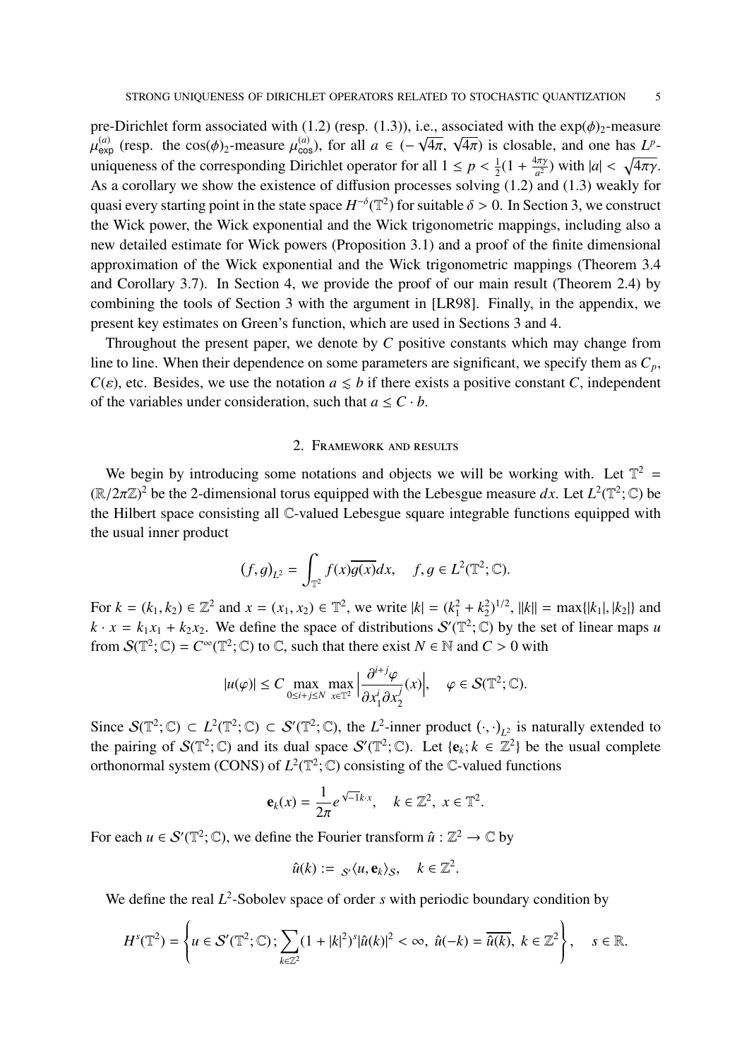pre-Dirichlet form associated with (1.2) (resp. (1.3)), i.e., associated with the $\exp(\phi)_2$-measure $\mu^{(a)}_{\exp}$ (resp. the $\cos(\phi)_2$-measure $\mu^{(a)}_{\cos}$), for all $a \in (-\sqrt{4\pi}, \sqrt{4\pi})$ is closable, and one has $L^p$-uniqueness of the corresponding Dirichlet operator for all $1 \le p < \frac{1}{2}(1 + \frac{4\pi\gamma}{a^2})$ with $|a| < \sqrt{4\pi\gamma}$. As a corollary we show the existence of diffusion processes solving (1.2) and (1.3) weakly for quasi every starting point in the state space $H^{-\delta}(\mathbb{T}^2)$ for suitable $\delta > 0$. In Section 3, we construct the Wick power, the Wick exponential and the Wick trigonometric mappings, including also a new detailed estimate for Wick powers (Proposition 3.1) and a proof of the finite dimensional approximation of the Wick exponential and the Wick trigonometric mappings (Theorem 3.4 and Corollary 3.7). In Section 4, we provide the proof of our main result (Theorem 2.4) by combining the tools of Section 3 with the argument in [LR98]. Finally, in the appendix, we present key estimates on Green's function, which are used in Sections 3 and 4.

Throughout the present paper, we denote by $C$ positive constants which may change from line to line. When their dependence on some parameters are significant, we specify them as $C_p$, $C(\varepsilon)$, etc. Besides, we use the notation $a \lesssim b$ if there exists a positive constant $C$, independent of the variables under consideration, such that $a \le C \cdot b$.

## 2. Framework and results

We begin by introducing some notations and objects we will be working with. Let $\mathbb{T}^2 = (\mathbb{R}/2\pi\mathbb{Z})^2$ be the 2-dimensional torus equipped with the Lebesgue measure $dx$. Let $L^2(\mathbb{T}^2;\mathbb{C})$ be the Hilbert space consisting all $\mathbb{C}$-valued Lebesgue square integrable functions equipped with the usual inner product

$$(f,g)_{L^2} = \int_{\mathbb{T}^2} f(x)\overline{g(x)}dx, \quad f,g \in L^2(\mathbb{T}^2;\mathbb{C}).$$

For $k = (k_1,k_2) \in \mathbb{Z}^2$ and $x = (x_1,x_2) \in \mathbb{T}^2$, we write $|k| = (k_1^2 + k_2^2)^{1/2}$, $\|k\| = \max\{|k_1|,|k_2|\}$ and $k \cdot x = k_1x_1 + k_2x_2$. We define the space of distributions $\mathcal{S}'(\mathbb{T}^2;\mathbb{C})$ by the set of linear maps $u$ from $\mathcal{S}(\mathbb{T}^2;\mathbb{C}) = C^\infty(\mathbb{T}^2;\mathbb{C})$ to $\mathbb{C}$, such that there exist $N \in \mathbb{N}$ and $C > 0$ with

$$|u(\varphi)| \le C \max_{0 \le i+j \le N} \max_{x \in \mathbb{T}^2} \Big| \frac{\partial^{i+j}\varphi}{\partial x_1^i \partial x_2^j}(x) \Big|, \quad \varphi \in \mathcal{S}(\mathbb{T}^2;\mathbb{C}).$$

Since $\mathcal{S}(\mathbb{T}^2;\mathbb{C}) \subset L^2(\mathbb{T}^2;\mathbb{C}) \subset \mathcal{S}'(\mathbb{T}^2;\mathbb{C})$, the $L^2$-inner product $(\cdot,\cdot)_{L^2}$ is naturally extended to the pairing of $\mathcal{S}(\mathbb{T}^2;\mathbb{C})$ and its dual space $\mathcal{S}'(\mathbb{T}^2;\mathbb{C})$. Let $\{\mathbf{e}_k; k \in \mathbb{Z}^2\}$ be the usual complete orthonormal system (CONS) of $L^2(\mathbb{T}^2;\mathbb{C})$ consisting of the $\mathbb{C}$-valued functions

$$\mathbf{e}_k(x) = \frac{1}{2\pi} e^{\sqrt{-1}k\cdot x}, \quad k \in \mathbb{Z}^2, \ x \in \mathbb{T}^2.$$

For each $u \in \mathcal{S}'(\mathbb{T}^2;\mathbb{C})$, we define the Fourier transform $\hat{u} : \mathbb{Z}^2 \to \mathbb{C}$ by

$$\hat{u}(k) := {}_{\mathcal{S}'}\langle u, \mathbf{e}_k \rangle_{\mathcal{S}}, \quad k \in \mathbb{Z}^2.$$

We define the real $L^2$-Sobolev space of order $s$ with periodic boundary condition by

$$H^s(\mathbb{T}^2) = \left\{ u \in \mathcal{S}'(\mathbb{T}^2;\mathbb{C})\,; \sum_{k \in \mathbb{Z}^2} (1 + |k|^2)^s |\hat{u}(k)|^2 < \infty, \ \hat{u}(-k) = \overline{\hat{u}(k)}, \ k \in \mathbb{Z}^2 \right\}, \quad s \in \mathbb{R}.$$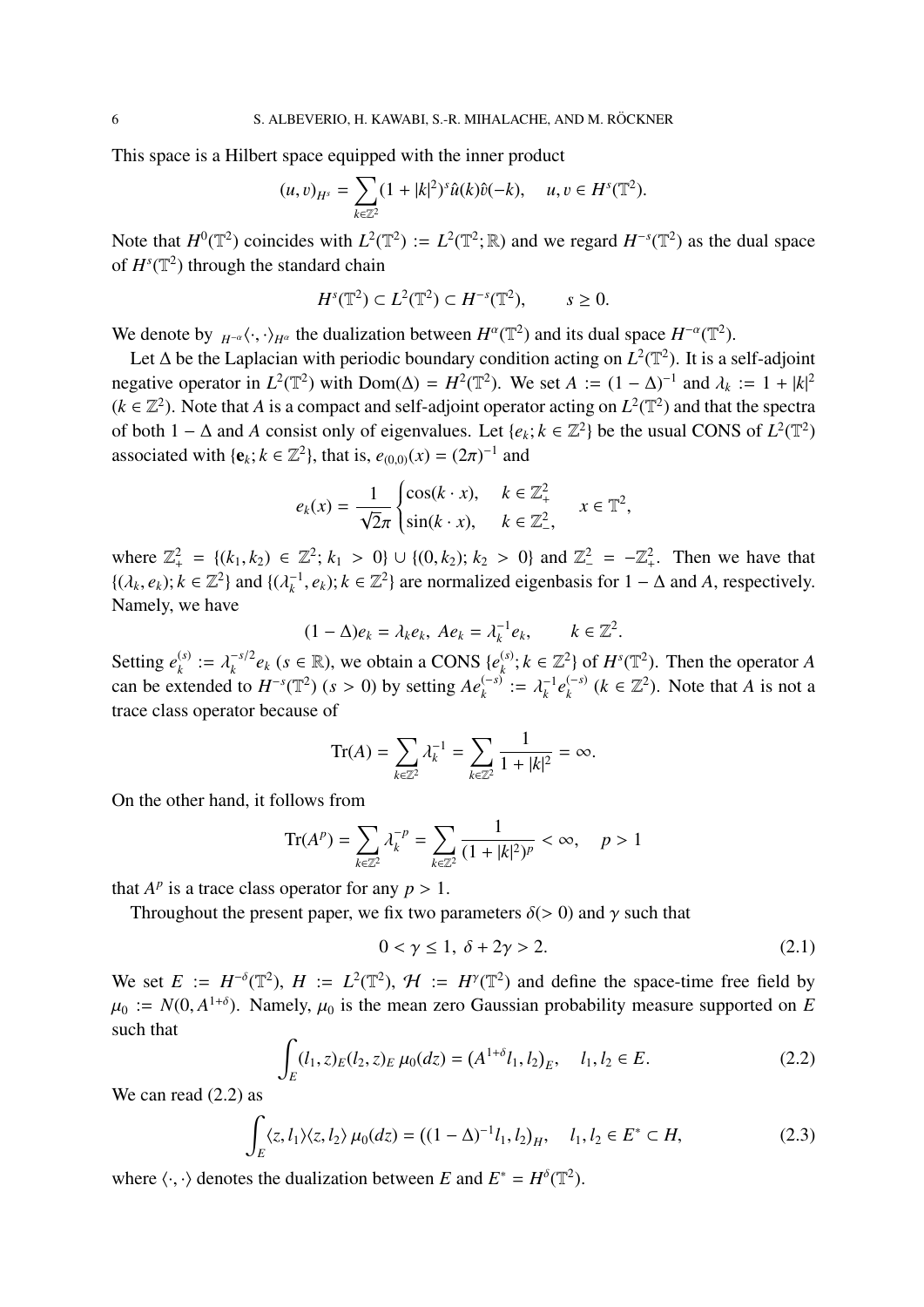This space is a Hilbert space equipped with the inner product

$$(u,v)_{H^s} = \sum_{k\in\mathbb{Z}^2}(1+|k|^2)^s \hat{u}(k)\hat{v}(-k), \quad u,v \in H^s(\mathbb{T}^2).$$

Note that $H^0(\mathbb{T}^2)$ coincides with $L^2(\mathbb{T}^2) := L^2(\mathbb{T}^2;\mathbb{R})$ and we regard $H^{-s}(\mathbb{T}^2)$ as the dual space of $H^s(\mathbb{T}^2)$ through the standard chain

$$H^s(\mathbb{T}^2) \subset L^2(\mathbb{T}^2) \subset H^{-s}(\mathbb{T}^2), \qquad s \geq 0.$$

We denote by ${}_{H^{-\alpha}}\langle \cdot,\cdot\rangle_{H^\alpha}$ the dualization between $H^\alpha(\mathbb{T}^2)$ and its dual space $H^{-\alpha}(\mathbb{T}^2)$.

Let $\Delta$ be the Laplacian with periodic boundary condition acting on $L^2(\mathbb{T}^2)$. It is a self-adjoint negative operator in $L^2(\mathbb{T}^2)$ with $\mathrm{Dom}(\Delta) = H^2(\mathbb{T}^2)$. We set $A := (1-\Delta)^{-1}$ and $\lambda_k := 1+|k|^2$ ($k\in\mathbb{Z}^2$). Note that $A$ is a compact and self-adjoint operator acting on $L^2(\mathbb{T}^2)$ and that the spectra of both $1-\Delta$ and $A$ consist only of eigenvalues. Let $\{e_k; k\in\mathbb{Z}^2\}$ be the usual CONS of $L^2(\mathbb{T}^2)$ associated with $\{\mathbf{e}_k; k\in\mathbb{Z}^2\}$, that is, $e_{(0,0)}(x) = (2\pi)^{-1}$ and

$$e_k(x) = \frac{1}{\sqrt{2}\pi}\begin{cases}\cos(k\cdot x), & k\in\mathbb{Z}^2_+ \\ \sin(k\cdot x), & k\in\mathbb{Z}^2_-,\end{cases} \qquad x\in\mathbb{T}^2,$$

where $\mathbb{Z}^2_+ = \{(k_1,k_2)\in\mathbb{Z}^2;\, k_1>0\}\cup\{(0,k_2);\, k_2>0\}$ and $\mathbb{Z}^2_- = -\mathbb{Z}^2_+$. Then we have that $\{(\lambda_k, e_k); k\in\mathbb{Z}^2\}$ and $\{(\lambda_k^{-1}, e_k); k\in\mathbb{Z}^2\}$ are normalized eigenbasis for $1-\Delta$ and $A$, respectively. Namely, we have

$$(1-\Delta)e_k = \lambda_k e_k,\ Ae_k = \lambda_k^{-1}e_k, \qquad k\in\mathbb{Z}^2.$$

Setting $e_k^{(s)} := \lambda_k^{-s/2}e_k$ ($s\in\mathbb{R}$), we obtain a CONS $\{e_k^{(s)}; k\in\mathbb{Z}^2\}$ of $H^s(\mathbb{T}^2)$. Then the operator $A$ can be extended to $H^{-s}(\mathbb{T}^2)$ ($s>0$) by setting $Ae_k^{(-s)} := \lambda_k^{-1}e_k^{(-s)}$ ($k\in\mathbb{Z}^2$). Note that $A$ is not a trace class operator because of

$$\mathrm{Tr}(A) = \sum_{k\in\mathbb{Z}^2}\lambda_k^{-1} = \sum_{k\in\mathbb{Z}^2}\frac{1}{1+|k|^2} = \infty.$$

On the other hand, it follows from

$$\mathrm{Tr}(A^p) = \sum_{k\in\mathbb{Z}^2}\lambda_k^{-p} = \sum_{k\in\mathbb{Z}^2}\frac{1}{(1+|k|^2)^p} < \infty, \quad p>1$$

that $A^p$ is a trace class operator for any $p>1$.

Throughout the present paper, we fix two parameters $\delta(>0)$ and $\gamma$ such that

$$0<\gamma\leq 1,\ \delta+2\gamma>2. \tag{2.1}$$

We set $E := H^{-\delta}(\mathbb{T}^2)$, $H := L^2(\mathbb{T}^2)$, $\mathcal{H} := H^\gamma(\mathbb{T}^2)$ and define the space-time free field by $\mu_0 := N(0, A^{1+\delta})$. Namely, $\mu_0$ is the mean zero Gaussian probability measure supported on $E$ such that

$$\int_E (l_1,z)_E(l_2,z)_E\,\mu_0(dz) = (A^{1+\delta}l_1, l_2)_E, \quad l_1,l_2\in E. \tag{2.2}$$

We can read (2.2) as

$$\int_E \langle z,l_1\rangle\langle z,l_2\rangle\,\mu_0(dz) = ((1-\Delta)^{-1}l_1, l_2)_H, \quad l_1,l_2\in E^*\subset H, \tag{2.3}$$

where $\langle\cdot,\cdot\rangle$ denotes the dualization between $E$ and $E^* = H^\delta(\mathbb{T}^2)$.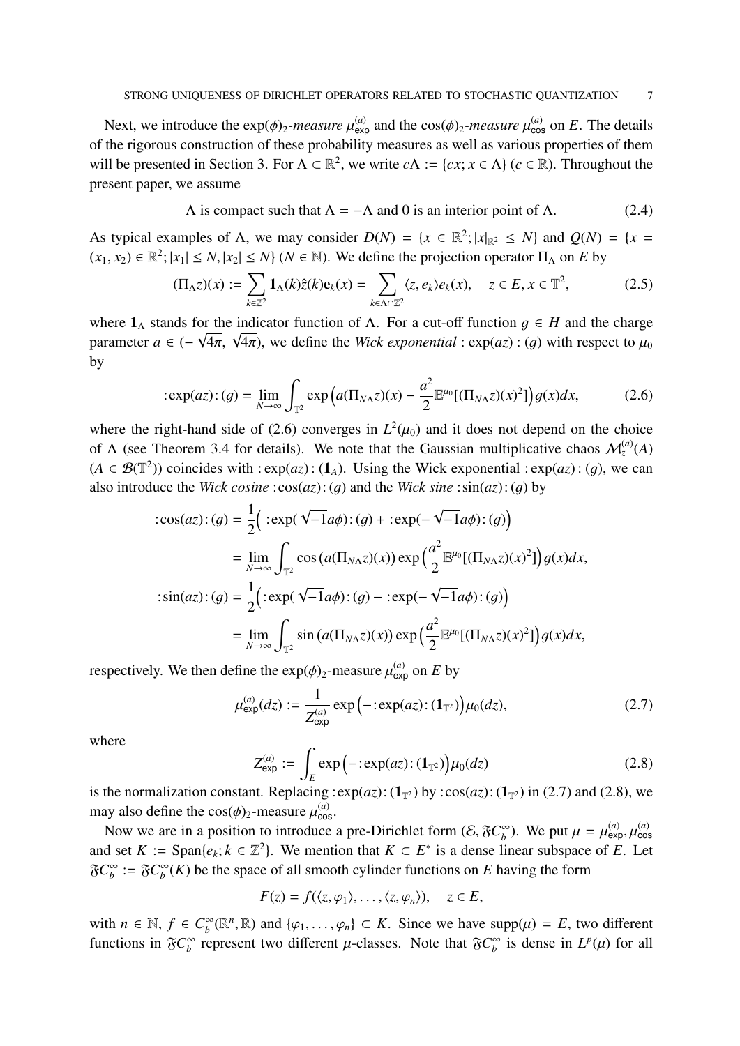Next, we introduce the $\exp(\phi)_2$-*measure* $\mu^{(a)}_{\exp}$ and the $\cos(\phi)_2$-*measure* $\mu^{(a)}_{\cos}$ on $E$. The details of the rigorous construction of these probability measures as well as various properties of them will be presented in Section 3. For $\Lambda \subset \mathbb{R}^2$, we write $c\Lambda := \{cx; x \in \Lambda\}$ ($c \in \mathbb{R}$). Throughout the present paper, we assume

$$\Lambda \text{ is compact such that } \Lambda = -\Lambda \text{ and } 0 \text{ is an interior point of } \Lambda. \tag{2.4}$$

As typical examples of $\Lambda$, we may consider $D(N) = \{x \in \mathbb{R}^2; |x|_{\mathbb{R}^2} \le N\}$ and $Q(N) = \{x = (x_1, x_2) \in \mathbb{R}^2; |x_1| \le N, |x_2| \le N\}$ ($N \in \mathbb{N}$). We define the projection operator $\Pi_\Lambda$ on $E$ by

$$(\Pi_\Lambda z)(x) := \sum_{k \in \mathbb{Z}^2} \mathbf{1}_\Lambda(k)\hat{z}(k)\mathbf{e}_k(x) = \sum_{k \in \Lambda \cap \mathbb{Z}^2} \langle z, e_k \rangle e_k(x), \quad z \in E, x \in \mathbb{T}^2, \tag{2.5}$$

where $\mathbf{1}_\Lambda$ stands for the indicator function of $\Lambda$. For a cut-off function $g \in H$ and the charge parameter $a \in (-\sqrt{4\pi}, \sqrt{4\pi})$, we define the *Wick exponential* $:\exp(az):(g)$ with respect to $\mu_0$ by

$$:\exp(az):(g) = \lim_{N \to \infty} \int_{\mathbb{T}^2} \exp\Big(a(\Pi_{N\Lambda}z)(x) - \frac{a^2}{2}\mathbb{E}^{\mu_0}[(\Pi_{N\Lambda}z)(x)^2]\Big) g(x)dx, \tag{2.6}$$

where the right-hand side of (2.6) converges in $L^2(\mu_0)$ and it does not depend on the choice of $\Lambda$ (see Theorem 3.4 for details). We note that the Gaussian multiplicative chaos $\mathcal{M}^{(a)}_z(A)$ ($A \in \mathcal{B}(\mathbb{T}^2)$) coincides with $:\exp(az):(\mathbf{1}_A)$. Using the Wick exponential $:\exp(az):(g)$, we can also introduce the *Wick cosine* $:\cos(az):(g)$ and the *Wick sine* $:\sin(az):(g)$ by

$$\begin{aligned}
:\cos(az):(g) &= \frac{1}{2}\Big(:\exp(\sqrt{-1}a\phi):(g) + :\exp(-\sqrt{-1}a\phi):(g)\Big) \\
&= \lim_{N \to \infty} \int_{\mathbb{T}^2} \cos\big(a(\Pi_{N\Lambda}z)(x)\big) \exp\Big(\frac{a^2}{2}\mathbb{E}^{\mu_0}[(\Pi_{N\Lambda}z)(x)^2]\Big) g(x)dx, \\
:\sin(az):(g) &= \frac{1}{2}\Big(:\exp(\sqrt{-1}a\phi):(g) - :\exp(-\sqrt{-1}a\phi):(g)\Big) \\
&= \lim_{N \to \infty} \int_{\mathbb{T}^2} \sin\big(a(\Pi_{N\Lambda}z)(x)\big) \exp\Big(\frac{a^2}{2}\mathbb{E}^{\mu_0}[(\Pi_{N\Lambda}z)(x)^2]\Big) g(x)dx,
\end{aligned}$$

respectively. We then define the $\exp(\phi)_2$-measure $\mu^{(a)}_{\exp}$ on $E$ by

$$\mu^{(a)}_{\exp}(dz) := \frac{1}{Z^{(a)}_{\exp}} \exp\Big(-:\exp(az):(\mathbf{1}_{\mathbb{T}^2})\Big)\mu_0(dz), \tag{2.7}$$

where

$$Z^{(a)}_{\exp} := \int_E \exp\Big(-:\exp(az):(\mathbf{1}_{\mathbb{T}^2})\Big)\mu_0(dz) \tag{2.8}$$

is the normalization constant. Replacing $:\exp(az):(\mathbf{1}_{\mathbb{T}^2})$ by $:\cos(az):(\mathbf{1}_{\mathbb{T}^2})$ in (2.7) and (2.8), we may also define the $\cos(\phi)_2$-measure $\mu^{(a)}_{\cos}$.

Now we are in a position to introduce a pre-Dirichlet form $(\mathcal{E}, \mathfrak{F}C^\infty_b)$. We put $\mu = \mu^{(a)}_{\exp}, \mu^{(a)}_{\cos}$ and set $K := \mathrm{Span}\{e_k; k \in \mathbb{Z}^2\}$. We mention that $K \subset E^*$ is a dense linear subspace of $E$. Let $\mathfrak{F}C^\infty_b := \mathfrak{F}C^\infty_b(K)$ be the space of all smooth cylinder functions on $E$ having the form

$$F(z) = f(\langle z, \varphi_1 \rangle, \ldots, \langle z, \varphi_n \rangle), \quad z \in E,$$

with $n \in \mathbb{N}$, $f \in C^\infty_b(\mathbb{R}^n, \mathbb{R})$ and $\{\varphi_1, \ldots, \varphi_n\} \subset K$. Since we have $\mathrm{supp}(\mu) = E$, two different functions in $\mathfrak{F}C^\infty_b$ represent two different $\mu$-classes. Note that $\mathfrak{F}C^\infty_b$ is dense in $L^p(\mu)$ for all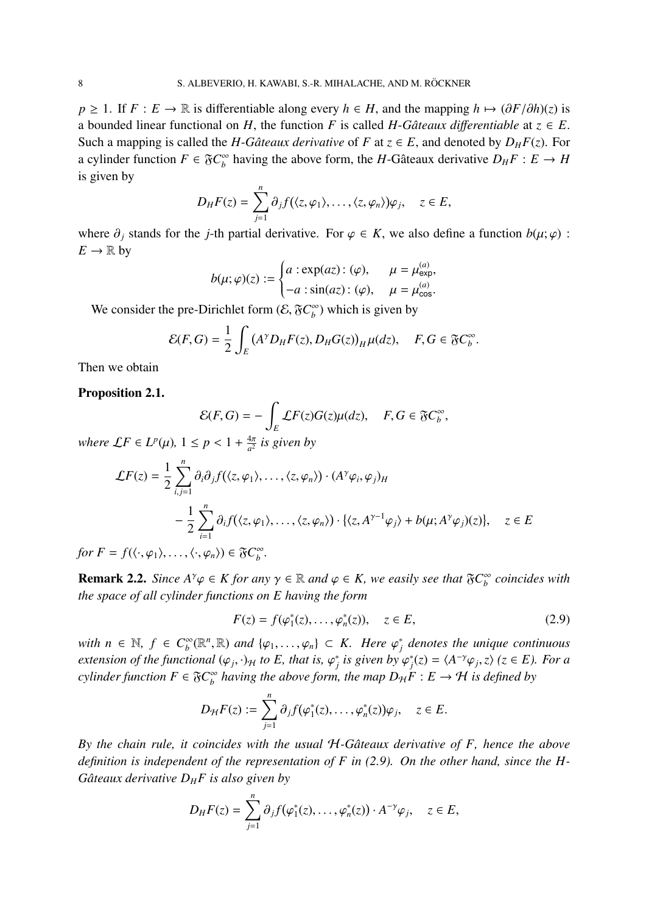$p \geq 1$. If $F : E \to \mathbb{R}$ is differentiable along every $h \in H$, and the mapping $h \mapsto (\partial F/\partial h)(z)$ is a bounded linear functional on $H$, the function $F$ is called *$H$-Gâteaux differentiable* at $z \in E$. Such a mapping is called the *$H$-Gâteaux derivative* of $F$ at $z \in E$, and denoted by $D_H F(z)$. For a cylinder function $F \in \mathfrak{F}C_b^\infty$ having the above form, the $H$-Gâteaux derivative $D_H F : E \to H$ is given by

$$D_H F(z) = \sum_{j=1}^n \partial_j f(\langle z, \varphi_1 \rangle, \ldots, \langle z, \varphi_n \rangle) \varphi_j, \quad z \in E,$$

where $\partial_j$ stands for the $j$-th partial derivative. For $\varphi \in K$, we also define a function $b(\mu; \varphi) : E \to \mathbb{R}$ by

$$b(\mu; \varphi)(z) := \begin{cases} a : \exp(az) : (\varphi), & \mu = \mu_{\exp}^{(a)}, \\ -a : \sin(az) : (\varphi), & \mu = \mu_{\cos}^{(a)}. \end{cases}$$

We consider the pre-Dirichlet form $(\mathcal{E}, \mathfrak{F}C_b^\infty)$ which is given by

$$\mathcal{E}(F, G) = \frac{1}{2} \int_E \big(A^\gamma D_H F(z), D_H G(z)\big)_H \mu(dz), \quad F, G \in \mathfrak{F}C_b^\infty.$$

Then we obtain

**Proposition 2.1.**

$$\mathcal{E}(F, G) = -\int_E \mathcal{L}F(z) G(z) \mu(dz), \quad F, G \in \mathfrak{F}C_b^\infty,$$

*where $\mathcal{L}F \in L^p(\mu)$, $1 \leq p < 1 + \frac{4\pi}{a^2}$ is given by*

$$\begin{aligned} \mathcal{L}F(z) &= \frac{1}{2} \sum_{i,j=1}^n \partial_i \partial_j f(\langle z, \varphi_1 \rangle, \ldots, \langle z, \varphi_n \rangle) \cdot (A^\gamma \varphi_i, \varphi_j)_H \\ &\quad - \frac{1}{2} \sum_{i=1}^n \partial_i f(\langle z, \varphi_1 \rangle, \ldots, \langle z, \varphi_n \rangle) \cdot \{\langle z, A^{\gamma-1} \varphi_j \rangle + b(\mu; A^\gamma \varphi_j)(z)\}, \quad z \in E \end{aligned}$$

*for $F = f(\langle \cdot, \varphi_1 \rangle, \ldots, \langle \cdot, \varphi_n \rangle) \in \mathfrak{F}C_b^\infty$.*

**Remark 2.2.** *Since $A^\gamma \varphi \in K$ for any $\gamma \in \mathbb{R}$ and $\varphi \in K$, we easily see that $\mathfrak{F}C_b^\infty$ coincides with the space of all cylinder functions on $E$ having the form*

$$F(z) = f(\varphi_1^*(z), \ldots, \varphi_n^*(z)), \quad z \in E, \tag{2.9}$$

*with $n \in \mathbb{N}$, $f \in C_b^\infty(\mathbb{R}^n, \mathbb{R})$ and $\{\varphi_1, \ldots, \varphi_n\} \subset K$. Here $\varphi_j^*$ denotes the unique continuous extension of the functional $(\varphi_j, \cdot)_{\mathcal{H}}$ to $E$, that is, $\varphi_j^*$ is given by $\varphi_j^*(z) = \langle A^{-\gamma} \varphi_j, z \rangle$ ($z \in E$). For a cylinder function $F \in \mathfrak{F}C_b^\infty$ having the above form, the map $D_{\mathcal{H}} F : E \to \mathcal{H}$ is defined by*

$$D_{\mathcal{H}} F(z) := \sum_{j=1}^n \partial_j f(\varphi_1^*(z), \ldots, \varphi_n^*(z)) \varphi_j, \quad z \in E.$$

*By the chain rule, it coincides with the usual $\mathcal{H}$-Gâteaux derivative of $F$, hence the above definition is independent of the representation of $F$ in (2.9). On the other hand, since the $H$-Gâteaux derivative $D_H F$ is also given by*

$$D_H F(z) = \sum_{j=1}^n \partial_j f\big(\varphi_1^*(z), \ldots, \varphi_n^*(z)\big) \cdot A^{-\gamma} \varphi_j, \quad z \in E,$$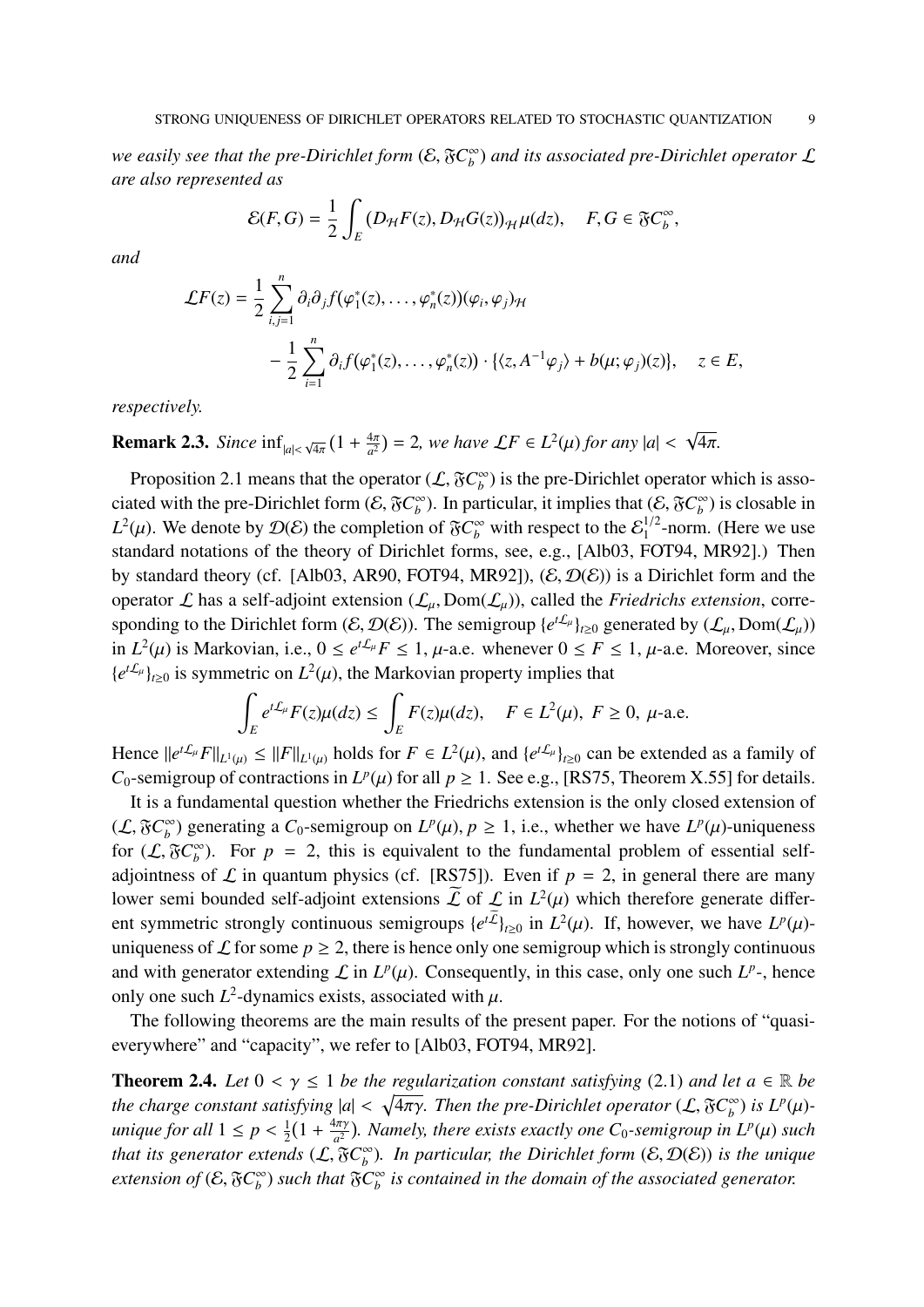*we easily see that the pre-Dirichlet form* $(\mathcal{E}, \mathfrak{F}C_b^\infty)$ *and its associated pre-Dirichlet operator* $\mathcal{L}$ *are also represented as*

$$\mathcal{E}(F,G) = \frac{1}{2}\int_E (D_{\mathcal{H}}F(z), D_{\mathcal{H}}G(z))_{\mathcal{H}}\,\mu(dz), \quad F, G \in \mathfrak{F}C_b^\infty,$$

*and*

$$\begin{aligned}\mathcal{L}F(z) = \frac{1}{2}\sum_{i,j=1}^n \partial_i\partial_j f(\varphi_1^*(z), \dots, \varphi_n^*(z))(\varphi_i, \varphi_j)_{\mathcal{H}} \\ - \frac{1}{2}\sum_{i=1}^n \partial_i f(\varphi_1^*(z), \dots, \varphi_n^*(z)) \cdot \{\langle z, A^{-1}\varphi_j\rangle + b(\mu;\varphi_j)(z)\}, \quad z \in E,\end{aligned}$$

*respectively.*

**Remark 2.3.** *Since* $\inf_{|a|<\sqrt{4\pi}}(1+\frac{4\pi}{a^2}) = 2$*, we have* $\mathcal{L}F \in L^2(\mu)$ *for any* $|a| < \sqrt{4\pi}$*.*

Proposition 2.1 means that the operator $(\mathcal{L}, \mathfrak{F}C_b^\infty)$ is the pre-Dirichlet operator which is associated with the pre-Dirichlet form $(\mathcal{E}, \mathfrak{F}C_b^\infty)$. In particular, it implies that $(\mathcal{E}, \mathfrak{F}C_b^\infty)$ is closable in $L^2(\mu)$. We denote by $\mathcal{D}(\mathcal{E})$ the completion of $\mathfrak{F}C_b^\infty$ with respect to the $\mathcal{E}_1^{1/2}$-norm. (Here we use standard notations of the theory of Dirichlet forms, see, e.g., [Alb03, FOT94, MR92].) Then by standard theory (cf. [Alb03, AR90, FOT94, MR92]), $(\mathcal{E}, \mathcal{D}(\mathcal{E}))$ is a Dirichlet form and the operator $\mathcal{L}$ has a self-adjoint extension $(\mathcal{L}_\mu, \mathrm{Dom}(\mathcal{L}_\mu))$, called the *Friedrichs extension*, corresponding to the Dirichlet form $(\mathcal{E}, \mathcal{D}(\mathcal{E}))$. The semigroup $\{e^{t\mathcal{L}_\mu}\}_{t\geq 0}$ generated by $(\mathcal{L}_\mu, \mathrm{Dom}(\mathcal{L}_\mu))$ in $L^2(\mu)$ is Markovian, i.e., $0 \leq e^{t\mathcal{L}_\mu}F \leq 1$, $\mu$-a.e. whenever $0 \leq F \leq 1$, $\mu$-a.e. Moreover, since $\{e^{t\mathcal{L}_\mu}\}_{t\geq 0}$ is symmetric on $L^2(\mu)$, the Markovian property implies that

$$\int_E e^{t\mathcal{L}_\mu}F(z)\mu(dz) \leq \int_E F(z)\mu(dz), \quad F \in L^2(\mu),\ F \geq 0,\ \mu\text{-a.e.}$$

Hence $\|e^{t\mathcal{L}_\mu}F\|_{L^1(\mu)} \leq \|F\|_{L^1(\mu)}$ holds for $F \in L^2(\mu)$, and $\{e^{t\mathcal{L}_\mu}\}_{t\geq 0}$ can be extended as a family of $C_0$-semigroup of contractions in $L^p(\mu)$ for all $p \geq 1$. See e.g., [RS75, Theorem X.55] for details.

It is a fundamental question whether the Friedrichs extension is the only closed extension of $(\mathcal{L}, \mathfrak{F}C_b^\infty)$ generating a $C_0$-semigroup on $L^p(\mu)$, $p \geq 1$, i.e., whether we have $L^p(\mu)$-uniqueness for $(\mathcal{L}, \mathfrak{F}C_b^\infty)$. For $p = 2$, this is equivalent to the fundamental problem of essential self-adjointness of $\mathcal{L}$ in quantum physics (cf. [RS75]). Even if $p = 2$, in general there are many lower semi bounded self-adjoint extensions $\widetilde{\mathcal{L}}$ of $\mathcal{L}$ in $L^2(\mu)$ which therefore generate different symmetric strongly continuous semigroups $\{e^{t\widetilde{\mathcal{L}}}\}_{t\geq 0}$ in $L^2(\mu)$. If, however, we have $L^p(\mu)$-uniqueness of $\mathcal{L}$ for some $p \geq 2$, there is hence only one semigroup which is strongly continuous and with generator extending $\mathcal{L}$ in $L^p(\mu)$. Consequently, in this case, only one such $L^p$-, hence only one such $L^2$-dynamics exists, associated with $\mu$.

The following theorems are the main results of the present paper. For the notions of "quasi-everywhere" and "capacity", we refer to [Alb03, FOT94, MR92].

**Theorem 2.4.** *Let* $0 < \gamma \leq 1$ *be the regularization constant satisfying* (2.1) *and let* $a \in \mathbb{R}$ *be the charge constant satisfying* $|a| < \sqrt{4\pi\gamma}$*. Then the pre-Dirichlet operator* $(\mathcal{L}, \mathfrak{F}C_b^\infty)$ *is* $L^p(\mu)$*-unique for all* $1 \leq p < \frac{1}{2}(1+\frac{4\pi\gamma}{a^2})$*. Namely, there exists exactly one* $C_0$*-semigroup in* $L^p(\mu)$ *such that its generator extends* $(\mathcal{L}, \mathfrak{F}C_b^\infty)$*. In particular, the Dirichlet form* $(\mathcal{E}, \mathcal{D}(\mathcal{E}))$ *is the unique extension of* $(\mathcal{E}, \mathfrak{F}C_b^\infty)$ *such that* $\mathfrak{F}C_b^\infty$ *is contained in the domain of the associated generator.*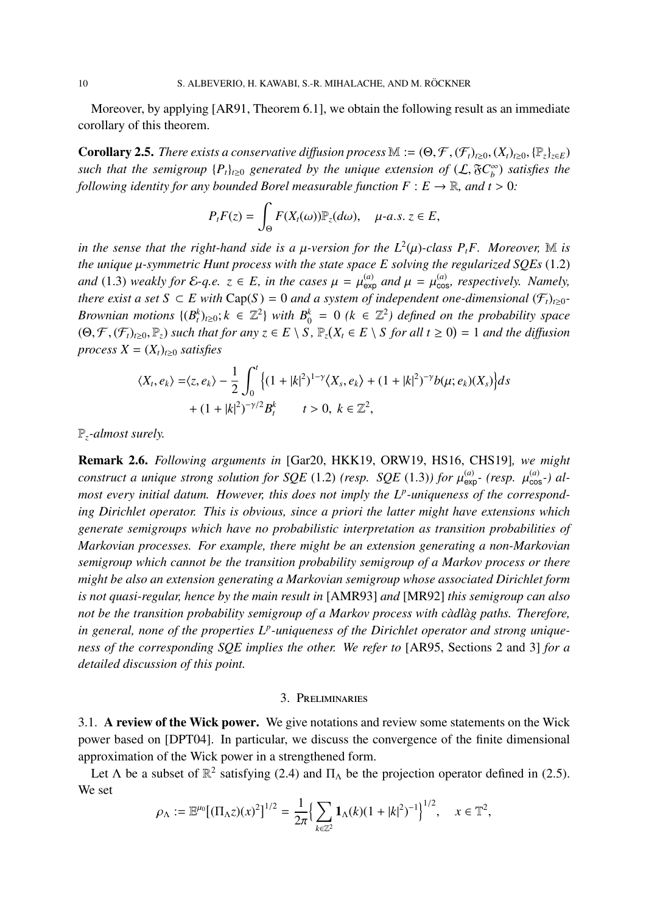Moreover, by applying [AR91, Theorem 6.1], we obtain the following result as an immediate corollary of this theorem.

**Corollary 2.5.** *There exists a conservative diffusion process* $\mathbb{M} := (\Theta, \mathcal{F}, (\mathcal{F}_t)_{t\geq 0}, (X_t)_{t\geq 0}, \{\mathbb{P}_z\}_{z\in E})$ *such that the semigroup* $\{P_t\}_{t\geq 0}$ *generated by the unique extension of* $(\mathcal{L}, \mathfrak{F}C_b^\infty)$ *satisfies the following identity for any bounded Borel measurable function* $F : E \to \mathbb{R}$*, and* $t > 0$*:*

$$P_t F(z) = \int_\Theta F(X_t(\omega))\mathbb{P}_z(d\omega), \quad \mu\text{-a.s. } z \in E,$$

*in the sense that the right-hand side is a* $\mu$*-version for the* $L^2(\mu)$*-class* $P_t F$*. Moreover,* $\mathbb{M}$ *is the unique* $\mu$*-symmetric Hunt process with the state space* $E$ *solving the regularized SQEs* (1.2) *and* (1.3) *weakly for* $\mathcal{E}$*-q.e.* $z \in E$*, in the cases* $\mu = \mu^{(a)}_{\mathsf{exp}}$ *and* $\mu = \mu^{(a)}_{\mathsf{cos}}$*, respectively. Namely, there exist a set* $S \subset E$ *with* $\mathrm{Cap}(S) = 0$ *and a system of independent one-dimensional* $(\mathcal{F}_t)_{t\geq 0}$*-Brownian motions* $\{(B^k_t)_{t\geq 0}; k \in \mathbb{Z}^2\}$ *with* $B^k_0 = 0$ *(*$k \in \mathbb{Z}^2$*) defined on the probability space* $(\Theta, \mathcal{F}, (\mathcal{F}_t)_{t\geq 0}, \mathbb{P}_z)$ *such that for any* $z \in E \setminus S$*,* $\mathbb{P}_z(X_t \in E \setminus S \text{ for all } t \geq 0) = 1$ *and the diffusion process* $X = (X_t)_{t\geq 0}$ *satisfies*

$$\begin{aligned}\langle X_t, e_k\rangle =& \langle z, e_k\rangle - \frac{1}{2}\int_0^t \Big\{(1+|k|^2)^{1-\gamma}\langle X_s, e_k\rangle + (1+|k|^2)^{-\gamma} b(\mu; e_k)(X_s)\Big\}ds \\ &+ (1+|k|^2)^{-\gamma/2} B^k_t \qquad t > 0,\ k \in \mathbb{Z}^2,\end{aligned}$$

$\mathbb{P}_z$*-almost surely.*

**Remark 2.6.** *Following arguments in* [Gar20, HKK19, ORW19, HS16, CHS19]*, we might construct a unique strong solution for SQE* (1.2) *(resp. SQE* (1.3)*) for* $\mu^{(a)}_{\mathsf{exp}}$*- (resp.* $\mu^{(a)}_{\mathsf{cos}}$*-) almost every initial datum. However, this does not imply the* $L^p$*-uniqueness of the corresponding Dirichlet operator. This is obvious, since a priori the latter might have extensions which generate semigroups which have no probabilistic interpretation as transition probabilities of Markovian processes. For example, there might be an extension generating a non-Markovian semigroup which cannot be the transition probability semigroup of a Markov process or there might be also an extension generating a Markovian semigroup whose associated Dirichlet form is not quasi-regular, hence by the main result in* [AMR93] *and* [MR92] *this semigroup can also not be the transition probability semigroup of a Markov process with càdlàg paths. Therefore, in general, none of the properties* $L^p$*-uniqueness of the Dirichlet operator and strong uniqueness of the corresponding SQE implies the other. We refer to* [AR95, Sections 2 and 3] *for a detailed discussion of this point.*

## 3. Preliminaries

### 3.1. A review of the Wick power.

We give notations and review some statements on the Wick power based on [DPT04]. In particular, we discuss the convergence of the finite dimensional approximation of the Wick power in a strengthened form.

Let $\Lambda$ be a subset of $\mathbb{R}^2$ satisfying (2.4) and $\Pi_\Lambda$ be the projection operator defined in (2.5). We set

$$\rho_\Lambda := \mathbb{E}^{\mu_0}\big[(\Pi_\Lambda z)(x)^2\big]^{1/2} = \frac{1}{2\pi}\Big\{\sum_{k\in\mathbb{Z}^2} \mathbf{1}_\Lambda(k)(1+|k|^2)^{-1}\Big\}^{1/2}, \quad x \in \mathbb{T}^2,$$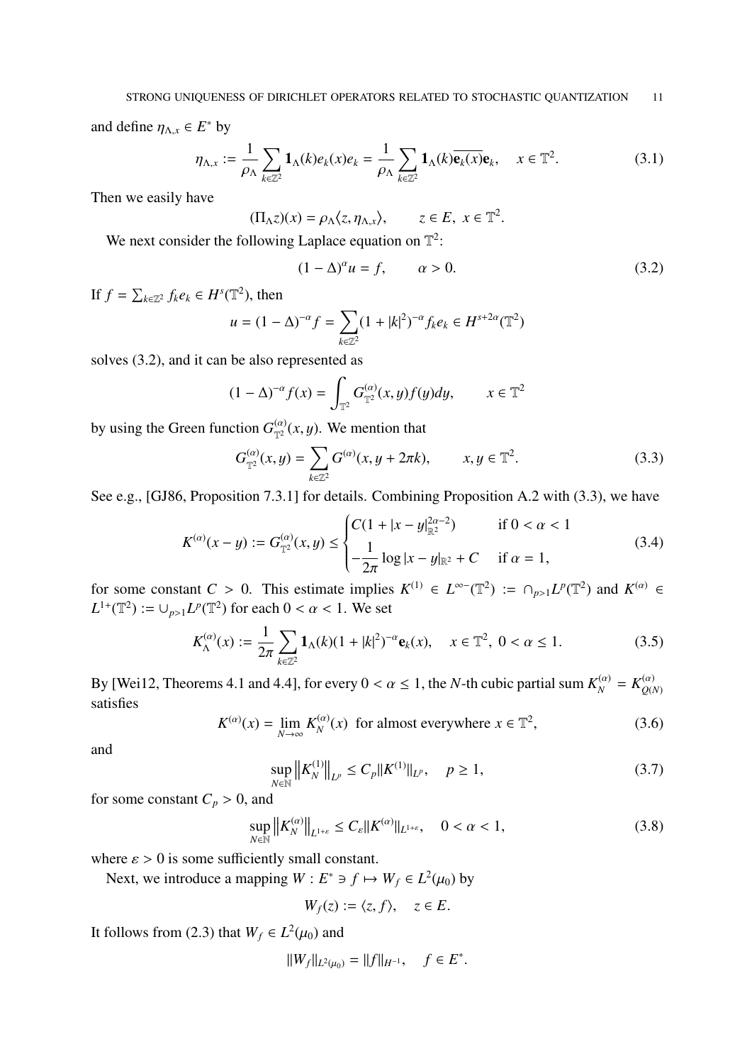and define $\eta_{\Lambda,x} \in E^*$ by

$$\eta_{\Lambda,x} := \frac{1}{\rho_\Lambda} \sum_{k \in \mathbb{Z}^2} \mathbf{1}_\Lambda(k) e_k(x) e_k = \frac{1}{\rho_\Lambda} \sum_{k \in \mathbb{Z}^2} \mathbf{1}_\Lambda(k) \overline{\mathbf{e}_k(x)} \mathbf{e}_k, \quad x \in \mathbb{T}^2. \tag{3.1}$$

Then we easily have

$$(\Pi_\Lambda z)(x) = \rho_\Lambda \langle z, \eta_{\Lambda,x} \rangle, \qquad z \in E, \ x \in \mathbb{T}^2.$$

We next consider the following Laplace equation on $\mathbb{T}^2$:

$$(1 - \Delta)^\alpha u = f, \qquad \alpha > 0. \tag{3.2}$$

If $f = \sum_{k \in \mathbb{Z}^2} f_k e_k \in H^s(\mathbb{T}^2)$, then

$$u = (1 - \Delta)^{-\alpha} f = \sum_{k \in \mathbb{Z}^2} (1 + |k|^2)^{-\alpha} f_k e_k \in H^{s+2\alpha}(\mathbb{T}^2)$$

solves (3.2), and it can be also represented as

$$(1 - \Delta)^{-\alpha} f(x) = \int_{\mathbb{T}^2} G^{(\alpha)}_{\mathbb{T}^2}(x, y) f(y) dy, \qquad x \in \mathbb{T}^2$$

by using the Green function $G^{(\alpha)}_{\mathbb{T}^2}(x, y)$. We mention that

$$G^{(\alpha)}_{\mathbb{T}^2}(x, y) = \sum_{k \in \mathbb{Z}^2} G^{(\alpha)}(x, y + 2\pi k), \qquad x, y \in \mathbb{T}^2. \tag{3.3}$$

See e.g., [GJ86, Proposition 7.3.1] for details. Combining Proposition A.2 with (3.3), we have

$$K^{(\alpha)}(x - y) := G^{(\alpha)}_{\mathbb{T}^2}(x, y) \le \begin{cases} C(1 + |x - y|^{2\alpha - 2}_{\mathbb{R}^2}) & \text{if } 0 < \alpha < 1 \\ -\dfrac{1}{2\pi} \log |x - y|_{\mathbb{R}^2} + C & \text{if } \alpha = 1, \end{cases} \tag{3.4}$$

for some constant $C > 0$. This estimate implies $K^{(1)} \in L^{\infty-}(\mathbb{T}^2) := \cap_{p>1} L^p(\mathbb{T}^2)$ and $K^{(\alpha)} \in L^{1+}(\mathbb{T}^2) := \cup_{p>1} L^p(\mathbb{T}^2)$ for each $0 < \alpha < 1$. We set

$$K^{(\alpha)}_\Lambda(x) := \frac{1}{2\pi} \sum_{k \in \mathbb{Z}^2} \mathbf{1}_\Lambda(k) (1 + |k|^2)^{-\alpha} \mathbf{e}_k(x), \quad x \in \mathbb{T}^2, \ 0 < \alpha \le 1. \tag{3.5}$$

By [Wei12, Theorems 4.1 and 4.4], for every $0 < \alpha \le 1$, the $N$-th cubic partial sum $K^{(\alpha)}_N = K^{(\alpha)}_{Q(N)}$ satisfies

$$K^{(\alpha)}(x) = \lim_{N \to \infty} K^{(\alpha)}_N(x) \ \text{ for almost everywhere } x \in \mathbb{T}^2, \tag{3.6}$$

and

$$\sup_{N \in \mathbb{N}} \left\| K^{(1)}_N \right\|_{L^p} \le C_p \| K^{(1)} \|_{L^p}, \quad p \ge 1, \tag{3.7}$$

for some constant $C_p > 0$, and

$$\sup_{N \in \mathbb{N}} \left\| K^{(\alpha)}_N \right\|_{L^{1+\varepsilon}} \le C_\varepsilon \| K^{(\alpha)} \|_{L^{1+\varepsilon}}, \quad 0 < \alpha < 1, \tag{3.8}$$

where $\varepsilon > 0$ is some sufficiently small constant.

Next, we introduce a mapping $W : E^* \ni f \mapsto W_f \in L^2(\mu_0)$ by

$$W_f(z) := \langle z, f \rangle, \quad z \in E.$$

It follows from (2.3) that $W_f \in L^2(\mu_0)$ and

$$\| W_f \|_{L^2(\mu_0)} = \| f \|_{H^{-1}}, \quad f \in E^*.$$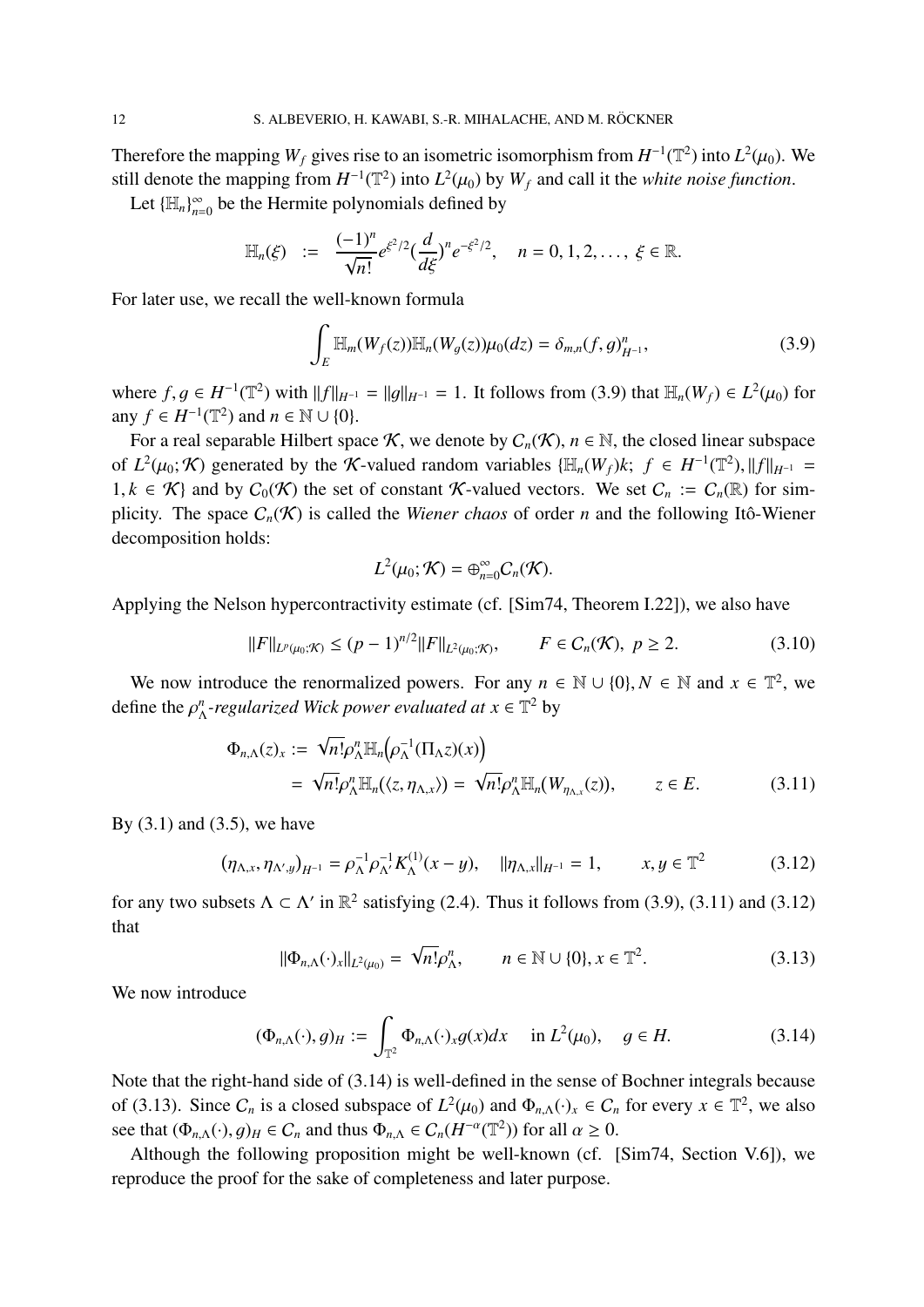Therefore the mapping $W_f$ gives rise to an isometric isomorphism from $H^{-1}(\mathbb{T}^2)$ into $L^2(\mu_0)$. We still denote the mapping from $H^{-1}(\mathbb{T}^2)$ into $L^2(\mu_0)$ by $W_f$ and call it the *white noise function*.

Let $\{\mathbb{H}_n\}_{n=0}^{\infty}$ be the Hermite polynomials defined by

$$\mathbb{H}_n(\xi) \;:=\; \frac{(-1)^n}{\sqrt{n!}} e^{\xi^2/2} \Big(\frac{d}{d\xi}\Big)^n e^{-\xi^2/2}, \quad n = 0, 1, 2, \ldots, \; \xi \in \mathbb{R}.$$

For later use, we recall the well-known formula

$$\int_E \mathbb{H}_m(W_f(z)) \mathbb{H}_n(W_g(z)) \mu_0(dz) = \delta_{m,n} (f, g)_{H^{-1}}^n, \tag{3.9}$$

where $f, g \in H^{-1}(\mathbb{T}^2)$ with $\|f\|_{H^{-1}} = \|g\|_{H^{-1}} = 1$. It follows from (3.9) that $\mathbb{H}_n(W_f) \in L^2(\mu_0)$ for any $f \in H^{-1}(\mathbb{T}^2)$ and $n \in \mathbb{N} \cup \{0\}$.

For a real separable Hilbert space $\mathcal{K}$, we denote by $C_n(\mathcal{K})$, $n \in \mathbb{N}$, the closed linear subspace of $L^2(\mu_0; \mathcal{K})$ generated by the $\mathcal{K}$-valued random variables $\{\mathbb{H}_n(W_f)k;\; f \in H^{-1}(\mathbb{T}^2), \|f\|_{H^{-1}} = 1, k \in \mathcal{K}\}$ and by $C_0(\mathcal{K})$ the set of constant $\mathcal{K}$-valued vectors. We set $C_n := C_n(\mathbb{R})$ for simplicity. The space $C_n(\mathcal{K})$ is called the *Wiener chaos* of order $n$ and the following Itô-Wiener decomposition holds:

$$L^2(\mu_0; \mathcal{K}) = \oplus_{n=0}^{\infty} C_n(\mathcal{K}).$$

Applying the Nelson hypercontractivity estimate (cf. [Sim74, Theorem I.22]), we also have

$$\|F\|_{L^p(\mu_0;\mathcal{K})} \le (p-1)^{n/2} \|F\|_{L^2(\mu_0;\mathcal{K})}, \qquad F \in C_n(\mathcal{K}),\; p \ge 2. \tag{3.10}$$

We now introduce the renormalized powers. For any $n \in \mathbb{N} \cup \{0\}, N \in \mathbb{N}$ and $x \in \mathbb{T}^2$, we define the $\rho_\Lambda^n$*-regularized Wick power evaluated at* $x \in \mathbb{T}^2$ by

$$\begin{aligned}
\Phi_{n,\Lambda}(z)_x &:= \sqrt{n!} \rho_\Lambda^n \mathbb{H}_n\Big(\rho_\Lambda^{-1} (\Pi_\Lambda z)(x)\Big) \\
&= \sqrt{n!} \rho_\Lambda^n \mathbb{H}_n(\langle z, \eta_{\Lambda,x} \rangle) = \sqrt{n!} \rho_\Lambda^n \mathbb{H}_n(W_{\eta_{\Lambda,x}}(z)), \qquad z \in E.
\end{aligned} \tag{3.11}$$

By (3.1) and (3.5), we have

$$\big(\eta_{\Lambda,x}, \eta_{\Lambda',y}\big)_{H^{-1}} = \rho_\Lambda^{-1} \rho_{\Lambda'}^{-1} K_\Lambda^{(1)}(x-y), \quad \|\eta_{\Lambda,x}\|_{H^{-1}} = 1, \qquad x, y \in \mathbb{T}^2 \tag{3.12}$$

for any two subsets $\Lambda \subset \Lambda'$ in $\mathbb{R}^2$ satisfying (2.4). Thus it follows from (3.9), (3.11) and (3.12) that

$$\|\Phi_{n,\Lambda}(\cdot)_x\|_{L^2(\mu_0)} = \sqrt{n!} \rho_\Lambda^n, \qquad n \in \mathbb{N} \cup \{0\}, x \in \mathbb{T}^2. \tag{3.13}$$

We now introduce

$$(\Phi_{n,\Lambda}(\cdot), g)_H := \int_{\mathbb{T}^2} \Phi_{n,\Lambda}(\cdot)_x g(x) dx \quad \text{ in } L^2(\mu_0), \quad g \in H. \tag{3.14}$$

Note that the right-hand side of (3.14) is well-defined in the sense of Bochner integrals because of (3.13). Since $C_n$ is a closed subspace of $L^2(\mu_0)$ and $\Phi_{n,\Lambda}(\cdot)_x \in C_n$ for every $x \in \mathbb{T}^2$, we also see that $(\Phi_{n,\Lambda}(\cdot), g)_H \in C_n$ and thus $\Phi_{n,\Lambda} \in C_n(H^{-\alpha}(\mathbb{T}^2))$ for all $\alpha \ge 0$.

Although the following proposition might be well-known (cf. [Sim74, Section V.6]), we reproduce the proof for the sake of completeness and later purpose.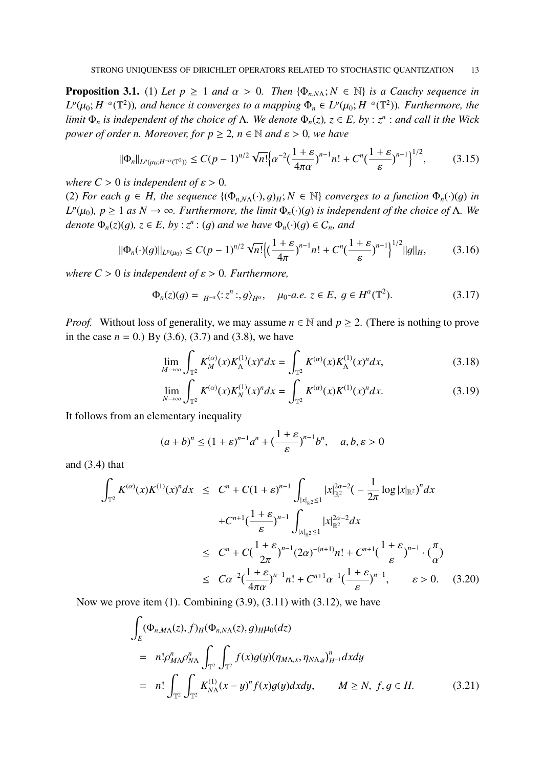**Proposition 3.1.** (1) *Let $p \geq 1$ and $\alpha > 0$. Then $\{\Phi_{n,N\Lambda}; N \in \mathbb{N}\}$ is a Cauchy sequence in $L^p(\mu_0; H^{-\alpha}(\mathbb{T}^2))$, and hence it converges to a mapping $\Phi_n \in L^p(\mu_0; H^{-\alpha}(\mathbb{T}^2))$. Furthermore, the limit $\Phi_n$ is independent of the choice of $\Lambda$. We denote $\Phi_n(z)$, $z \in E$, by $: z^n :$ and call it the Wick power of order $n$. Moreover, for $p \geq 2$, $n \in \mathbb{N}$ and $\varepsilon > 0$, we have*

$$\|\Phi_n\|_{L^p(\mu_0; H^{-\alpha}(\mathbb{T}^2))} \leq C(p-1)^{n/2}\sqrt{n!}\Big\{\alpha^{-2}\big(\frac{1+\varepsilon}{4\pi\alpha}\big)^{n-1}n! + C^n\big(\frac{1+\varepsilon}{\varepsilon}\big)^{n-1}\Big\}^{1/2}, \tag{3.15}$$

*where $C > 0$ is independent of $\varepsilon > 0$.*
(2) *For each $g \in H$, the sequence $\{(\Phi_{n,N\Lambda}(\cdot), g)_H; N \in \mathbb{N}\}$ converges to a function $\Phi_n(\cdot)(g)$ in $L^p(\mu_0)$, $p \geq 1$ as $N \to \infty$. Furthermore, the limit $\Phi_n(\cdot)(g)$ is independent of the choice of $\Lambda$. We denote $\Phi_n(z)(g)$, $z \in E$, by $: z^n : (g)$ and we have $\Phi_n(\cdot)(g) \in \mathcal{C}_n$, and*

$$\|\Phi_n(\cdot)(g)\|_{L^p(\mu_0)} \leq C(p-1)^{n/2}\sqrt{n!}\Big\{\big(\frac{1+\varepsilon}{4\pi}\big)^{n-1}n! + C^n\big(\frac{1+\varepsilon}{\varepsilon}\big)^{n-1}\Big\}^{1/2}\|g\|_H, \tag{3.16}$$

*where $C > 0$ is independent of $\varepsilon > 0$. Furthermore,*

$$\Phi_n(z)(g) = {}_{H^{-\alpha}}\langle : z^n :, g\rangle_{H^\alpha}, \quad \mu_0\text{-a.e. } z \in E,\ g \in H^\alpha(\mathbb{T}^2). \tag{3.17}$$

*Proof.* Without loss of generality, we may assume $n \in \mathbb{N}$ and $p \geq 2$. (There is nothing to prove in the case $n = 0$.) By (3.6), (3.7) and (3.8), we have

$$\lim_{M\to\infty}\int_{\mathbb{T}^2} K_M^{(\alpha)}(x)K_\Lambda^{(1)}(x)^n dx = \int_{\mathbb{T}^2} K^{(\alpha)}(x)K_\Lambda^{(1)}(x)^n dx, \tag{3.18}$$

$$\lim_{N\to\infty}\int_{\mathbb{T}^2} K^{(\alpha)}(x)K_N^{(1)}(x)^n dx = \int_{\mathbb{T}^2} K^{(\alpha)}(x)K^{(1)}(x)^n dx. \tag{3.19}$$

It follows from an elementary inequality

$$(a+b)^n \leq (1+\varepsilon)^{n-1}a^n + \big(\frac{1+\varepsilon}{\varepsilon}\big)^{n-1}b^n, \quad a, b, \varepsilon > 0$$

and (3.4) that

$$\begin{aligned}
\int_{\mathbb{T}^2} K^{(\alpha)}(x)K^{(1)}(x)^n dx &\leq C^n + C(1+\varepsilon)^{n-1}\int_{|x|_{\mathbb{R}^2}\leq 1}|x|_{\mathbb{R}^2}^{2\alpha-2}\big(-\frac{1}{2\pi}\log|x|_{\mathbb{R}^2}\big)^n dx \\
&\quad + C^{n+1}\big(\frac{1+\varepsilon}{\varepsilon}\big)^{n-1}\int_{|x|_{\mathbb{R}^2}\leq 1}|x|_{\mathbb{R}^2}^{2\alpha-2}dx \\
&\leq C^n + C\big(\frac{1+\varepsilon}{2\pi}\big)^{n-1}(2\alpha)^{-(n+1)}n! + C^{n+1}\big(\frac{1+\varepsilon}{\varepsilon}\big)^{n-1}\cdot\big(\frac{\pi}{\alpha}\big) \\
&\leq C\alpha^{-2}\big(\frac{1+\varepsilon}{4\pi\alpha}\big)^{n-1}n! + C^{n+1}\alpha^{-1}\big(\frac{1+\varepsilon}{\varepsilon}\big)^{n-1}, \qquad \varepsilon > 0.
\end{aligned} \tag{3.20}$$

Now we prove item (1). Combining (3.9), (3.11) with (3.12), we have

$$\begin{aligned}
&\int_E (\Phi_{n,M\Lambda}(z), f)_H(\Phi_{n,N\Lambda}(z), g)_H\mu_0(dz) \\
&= n!\rho_{M\Lambda}^n\rho_{N\Lambda}^n\int_{\mathbb{T}^2}\int_{\mathbb{T}^2} f(x)g(y)\big(\eta_{M\Lambda,x}, \eta_{N\Lambda,y}\big)_{H^{-1}}^n dxdy \\
&= n!\int_{\mathbb{T}^2}\int_{\mathbb{T}^2} K_{N\Lambda}^{(1)}(x-y)^n f(x)g(y)dxdy, \qquad M \geq N,\ f, g \in H.
\end{aligned} \tag{3.21}$$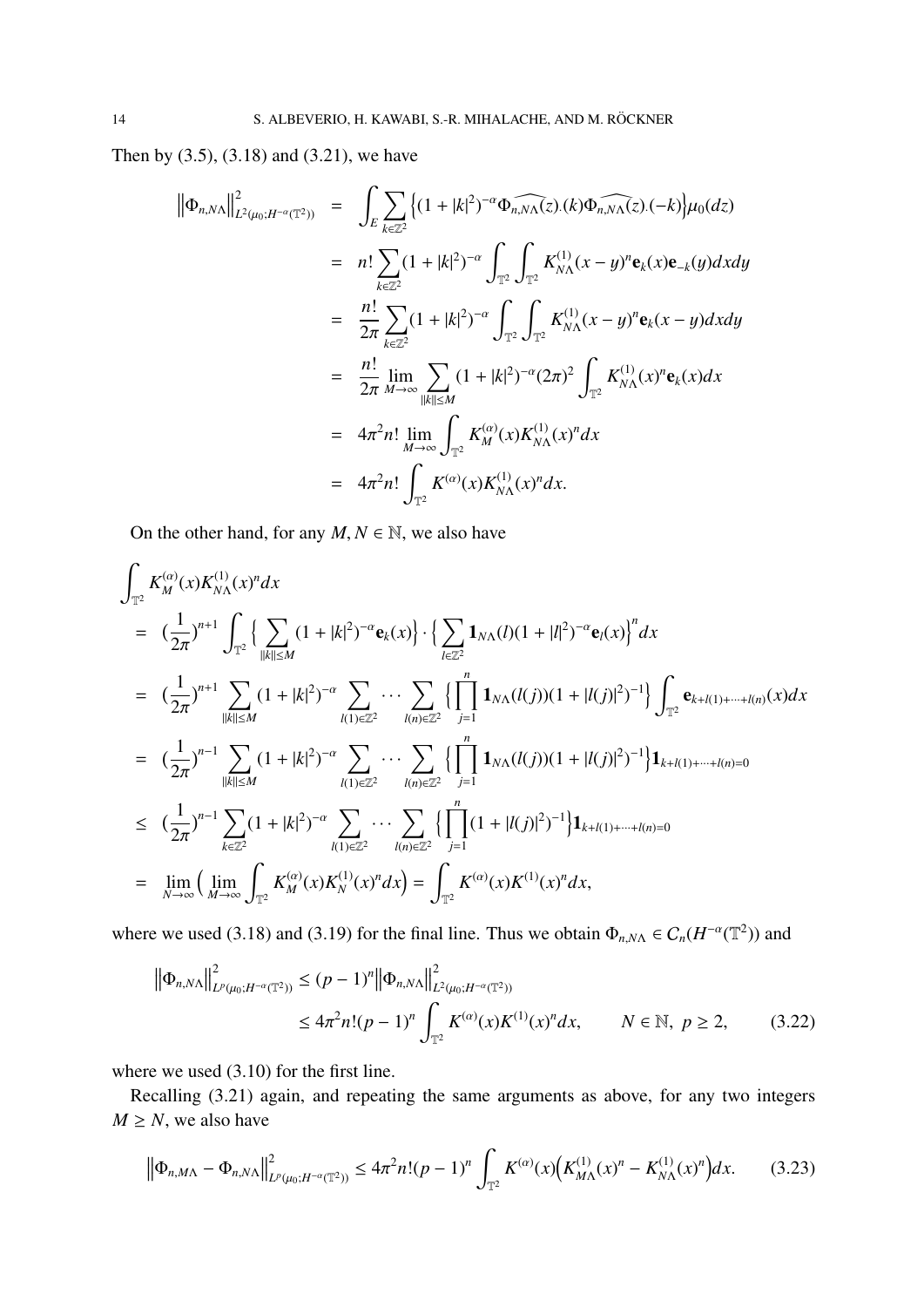Then by (3.5), (3.18) and (3.21), we have

$$
\begin{aligned}
\big\|\Phi_{n,N\Lambda}\big\|^2_{L^2(\mu_0;H^{-\alpha}(\mathbb{T}^2))} &= \int_E \sum_{k\in\mathbb{Z}^2} \Big\{(1+|k|^2)^{-\alpha}\widehat{\Phi_{n,N\Lambda}(z)_\cdot}(k)\widehat{\Phi_{n,N\Lambda}(z)_\cdot}(-k)\Big\}\mu_0(dz) \\
&= n!\sum_{k\in\mathbb{Z}^2}(1+|k|^2)^{-\alpha}\int_{\mathbb{T}^2}\int_{\mathbb{T}^2} K^{(1)}_{N\Lambda}(x-y)^n \mathbf{e}_k(x)\mathbf{e}_{-k}(y)dxdy \\
&= \frac{n!}{2\pi}\sum_{k\in\mathbb{Z}^2}(1+|k|^2)^{-\alpha}\int_{\mathbb{T}^2}\int_{\mathbb{T}^2} K^{(1)}_{N\Lambda}(x-y)^n \mathbf{e}_k(x-y)dxdy \\
&= \frac{n!}{2\pi}\lim_{M\to\infty}\sum_{\|k\|\le M}(1+|k|^2)^{-\alpha}(2\pi)^2\int_{\mathbb{T}^2} K^{(1)}_{N\Lambda}(x)^n\mathbf{e}_k(x)dx \\
&= 4\pi^2 n!\lim_{M\to\infty}\int_{\mathbb{T}^2}K^{(\alpha)}_M(x)K^{(1)}_{N\Lambda}(x)^n dx \\
&= 4\pi^2 n!\int_{\mathbb{T}^2}K^{(\alpha)}(x)K^{(1)}_{N\Lambda}(x)^n dx.
\end{aligned}
$$

On the other hand, for any $M,N\in\mathbb{N}$, we also have

$$
\begin{aligned}
&\int_{\mathbb{T}^2}K^{(\alpha)}_M(x)K^{(1)}_{N\Lambda}(x)^n dx \\
&= \big(\frac{1}{2\pi}\big)^{n+1}\int_{\mathbb{T}^2}\Big\{\sum_{\|k\|\le M}(1+|k|^2)^{-\alpha}\mathbf{e}_k(x)\Big\}\cdot\Big\{\sum_{l\in\mathbb{Z}^2}\mathbf{1}_{N\Lambda}(l)(1+|l|^2)^{-\alpha}\mathbf{e}_l(x)\Big\}^n dx \\
&= \big(\frac{1}{2\pi}\big)^{n+1}\sum_{\|k\|\le M}(1+|k|^2)^{-\alpha}\sum_{l(1)\in\mathbb{Z}^2}\cdots\sum_{l(n)\in\mathbb{Z}^2}\Big\{\prod_{j=1}^n\mathbf{1}_{N\Lambda}(l(j))(1+|l(j)|^2)^{-1}\Big\}\int_{\mathbb{T}^2}\mathbf{e}_{k+l(1)+\cdots+l(n)}(x)dx \\
&= \big(\frac{1}{2\pi}\big)^{n-1}\sum_{\|k\|\le M}(1+|k|^2)^{-\alpha}\sum_{l(1)\in\mathbb{Z}^2}\cdots\sum_{l(n)\in\mathbb{Z}^2}\Big\{\prod_{j=1}^n\mathbf{1}_{N\Lambda}(l(j))(1+|l(j)|^2)^{-1}\Big\}\mathbf{1}_{k+l(1)+\cdots+l(n)=0} \\
&\le \big(\frac{1}{2\pi}\big)^{n-1}\sum_{k\in\mathbb{Z}^2}(1+|k|^2)^{-\alpha}\sum_{l(1)\in\mathbb{Z}^2}\cdots\sum_{l(n)\in\mathbb{Z}^2}\Big\{\prod_{j=1}^n(1+|l(j)|^2)^{-1}\Big\}\mathbf{1}_{k+l(1)+\cdots+l(n)=0} \\
&= \lim_{N\to\infty}\Big(\lim_{M\to\infty}\int_{\mathbb{T}^2}K^{(\alpha)}_M(x)K^{(1)}_N(x)^n dx\Big) = \int_{\mathbb{T}^2}K^{(\alpha)}(x)K^{(1)}(x)^n dx,
\end{aligned}
$$

where we used (3.18) and (3.19) for the final line. Thus we obtain $\Phi_{n,N\Lambda}\in\mathcal{C}_n(H^{-\alpha}(\mathbb{T}^2))$ and

$$
\begin{aligned}
\big\|\Phi_{n,N\Lambda}\big\|^2_{L^p(\mu_0;H^{-\alpha}(\mathbb{T}^2))} &\le (p-1)^n\big\|\Phi_{n,N\Lambda}\big\|^2_{L^2(\mu_0;H^{-\alpha}(\mathbb{T}^2))} \\
&\le 4\pi^2 n!(p-1)^n\int_{\mathbb{T}^2}K^{(\alpha)}(x)K^{(1)}(x)^n dx, \qquad N\in\mathbb{N},\ p\ge 2, \qquad (3.22)
\end{aligned}
$$

where we used (3.10) for the first line.

Recalling (3.21) again, and repeating the same arguments as above, for any two integers $M\ge N$, we also have

$$
\big\|\Phi_{n,M\Lambda}-\Phi_{n,N\Lambda}\big\|^2_{L^p(\mu_0;H^{-\alpha}(\mathbb{T}^2))} \le 4\pi^2 n!(p-1)^n\int_{\mathbb{T}^2}K^{(\alpha)}(x)\Big(K^{(1)}_{M\Lambda}(x)^n - K^{(1)}_{N\Lambda}(x)^n\Big)dx. \qquad (3.23)
$$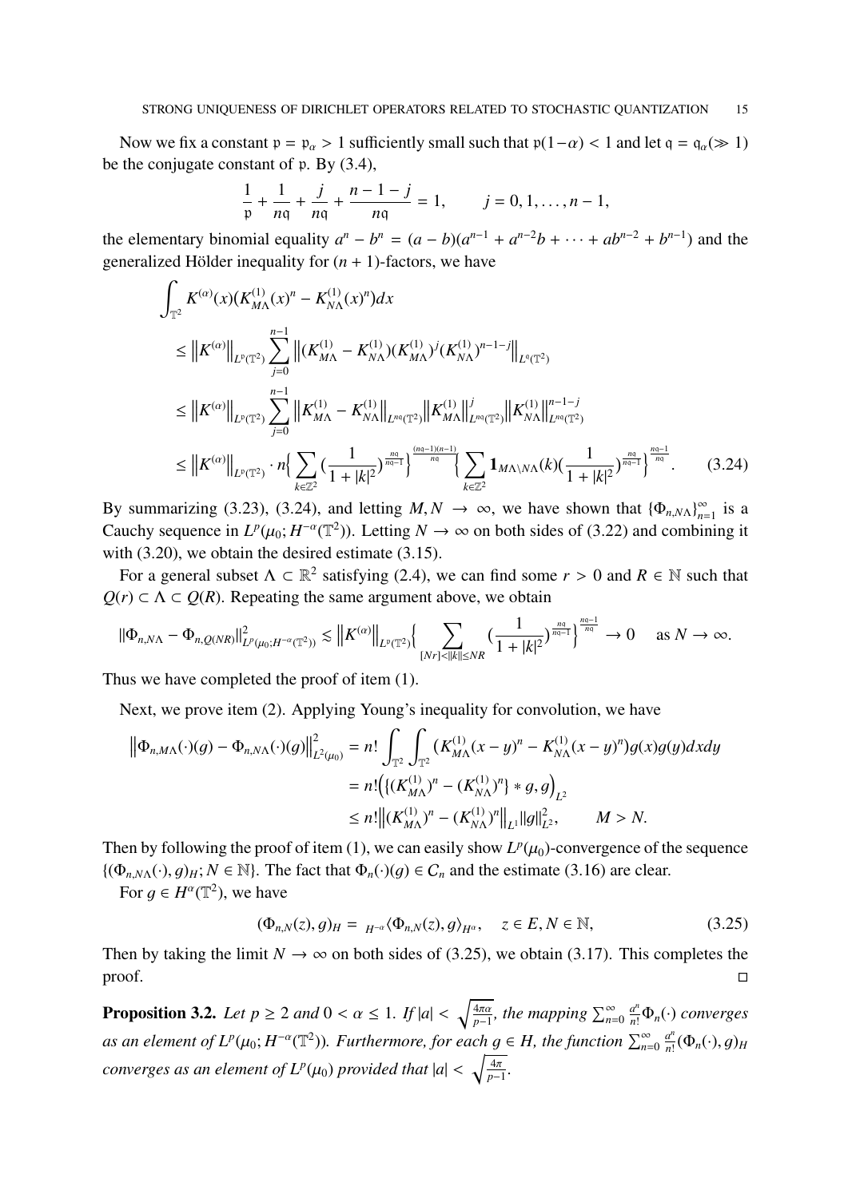Now we fix a constant $\mathfrak{p} = \mathfrak{p}_\alpha > 1$ sufficiently small such that $\mathfrak{p}(1-\alpha) < 1$ and let $\mathfrak{q} = \mathfrak{q}_\alpha (\gg 1)$ be the conjugate constant of $\mathfrak{p}$. By (3.4),

$$\frac{1}{\mathfrak{p}} + \frac{1}{n\mathfrak{q}} + \frac{j}{n\mathfrak{q}} + \frac{n-1-j}{n\mathfrak{q}} = 1, \qquad j = 0, 1, \ldots, n-1,$$

the elementary binomial equality $a^n - b^n = (a-b)(a^{n-1} + a^{n-2}b + \cdots + ab^{n-2} + b^{n-1})$ and the generalized Hölder inequality for $(n+1)$-factors, we have

$$\begin{aligned}
&\int_{\mathbb{T}^2} K^{(\alpha)}(x)\big(K^{(1)}_{M\Lambda}(x)^n - K^{(1)}_{N\Lambda}(x)^n\big)dx \\
&\leq \big\|K^{(\alpha)}\big\|_{L^{\mathfrak{p}}(\mathbb{T}^2)} \sum_{j=0}^{n-1} \big\|(K^{(1)}_{M\Lambda} - K^{(1)}_{N\Lambda})(K^{(1)}_{M\Lambda})^j (K^{(1)}_{N\Lambda})^{n-1-j}\big\|_{L^{\mathfrak{q}}(\mathbb{T}^2)} \\
&\leq \big\|K^{(\alpha)}\big\|_{L^{\mathfrak{p}}(\mathbb{T}^2)} \sum_{j=0}^{n-1} \big\|K^{(1)}_{M\Lambda} - K^{(1)}_{N\Lambda}\big\|_{L^{n\mathfrak{q}}(\mathbb{T}^2)} \big\|K^{(1)}_{M\Lambda}\big\|^j_{L^{n\mathfrak{q}}(\mathbb{T}^2)} \big\|K^{(1)}_{N\Lambda}\big\|^{n-1-j}_{L^{n\mathfrak{q}}(\mathbb{T}^2)} \\
&\leq \big\|K^{(\alpha)}\big\|_{L^{\mathfrak{p}}(\mathbb{T}^2)} \cdot n \Big\{\sum_{k \in \mathbb{Z}^2} \big(\frac{1}{1+|k|^2}\big)^{\frac{n\mathfrak{q}}{n\mathfrak{q}-1}}\Big\}^{\frac{(n\mathfrak{q}-1)(n-1)}{n\mathfrak{q}}} \Big\{\sum_{k \in \mathbb{Z}^2} \mathbf{1}_{M\Lambda \setminus N\Lambda}(k) \big(\frac{1}{1+|k|^2}\big)^{\frac{n\mathfrak{q}}{n\mathfrak{q}-1}}\Big\}^{\frac{n\mathfrak{q}-1}{n\mathfrak{q}}}. \qquad (3.24)
\end{aligned}$$

By summarizing (3.23), (3.24), and letting $M, N \to \infty$, we have shown that $\{\Phi_{n,N\Lambda}\}_{n=1}^\infty$ is a Cauchy sequence in $L^p(\mu_0; H^{-\alpha}(\mathbb{T}^2))$. Letting $N \to \infty$ on both sides of (3.22) and combining it with (3.20), we obtain the desired estimate (3.15).

For a general subset $\Lambda \subset \mathbb{R}^2$ satisfying (2.4), we can find some $r > 0$ and $R \in \mathbb{N}$ such that $Q(r) \subset \Lambda \subset Q(R)$. Repeating the same argument above, we obtain

$$\|\Phi_{n,N\Lambda} - \Phi_{n,Q(NR)}\|^2_{L^p(\mu_0; H^{-\alpha}(\mathbb{T}^2))} \lesssim \big\|K^{(\alpha)}\big\|_{L^{\mathfrak{p}}(\mathbb{T}^2)} \Big\{\sum_{[Nr] < \|k\| \leq NR} \big(\frac{1}{1+|k|^2}\big)^{\frac{n\mathfrak{q}}{n\mathfrak{q}-1}}\Big\}^{\frac{n\mathfrak{q}-1}{n\mathfrak{q}}} \to 0 \quad \text{as } N \to \infty.$$

Thus we have completed the proof of item (1).

Next, we prove item (2). Applying Young's inequality for convolution, we have

$$\begin{aligned}
\big\|\Phi_{n,M\Lambda}(\cdot)(g) - \Phi_{n,N\Lambda}(\cdot)(g)\big\|^2_{L^2(\mu_0)} &= n! \int_{\mathbb{T}^2}\int_{\mathbb{T}^2} (K^{(1)}_{M\Lambda}(x-y)^n - K^{(1)}_{N\Lambda}(x-y)^n) g(x) g(y) dx dy \\
&= n! \Big(\{(K^{(1)}_{M\Lambda})^n - (K^{(1)}_{N\Lambda})^n\} * g, g\Big)_{L^2} \\
&\leq n! \big\|(K^{(1)}_{M\Lambda})^n - (K^{(1)}_{N\Lambda})^n\big\|_{L^1} \|g\|^2_{L^2}, \qquad M > N.
\end{aligned}$$

Then by following the proof of item (1), we can easily show $L^p(\mu_0)$-convergence of the sequence $\{(\Phi_{n,N\Lambda}(\cdot), g)_H; N \in \mathbb{N}\}$. The fact that $\Phi_n(\cdot)(g) \in \mathcal{C}_n$ and the estimate (3.16) are clear.

For $g \in H^\alpha(\mathbb{T}^2)$, we have

$$(\Phi_{n,N}(z), g)_H = {}_{H^{-\alpha}}\langle \Phi_{n,N}(z), g\rangle_{H^\alpha}, \quad z \in E, N \in \mathbb{N}, \qquad (3.25)$$

Then by taking the limit $N \to \infty$ on both sides of (3.25), we obtain (3.17). This completes the proof. $\square$

**Proposition 3.2.** *Let $p \geq 2$ and $0 < \alpha \leq 1$. If $|a| < \sqrt{\frac{4\pi\alpha}{p-1}}$, the mapping $\sum_{n=0}^\infty \frac{a^n}{n!}\Phi_n(\cdot)$ converges as an element of $L^p(\mu_0; H^{-\alpha}(\mathbb{T}^2))$. Furthermore, for each $g \in H$, the function $\sum_{n=0}^\infty \frac{a^n}{n!}(\Phi_n(\cdot), g)_H$ converges as an element of $L^p(\mu_0)$ provided that $|a| < \sqrt{\frac{4\pi}{p-1}}$.*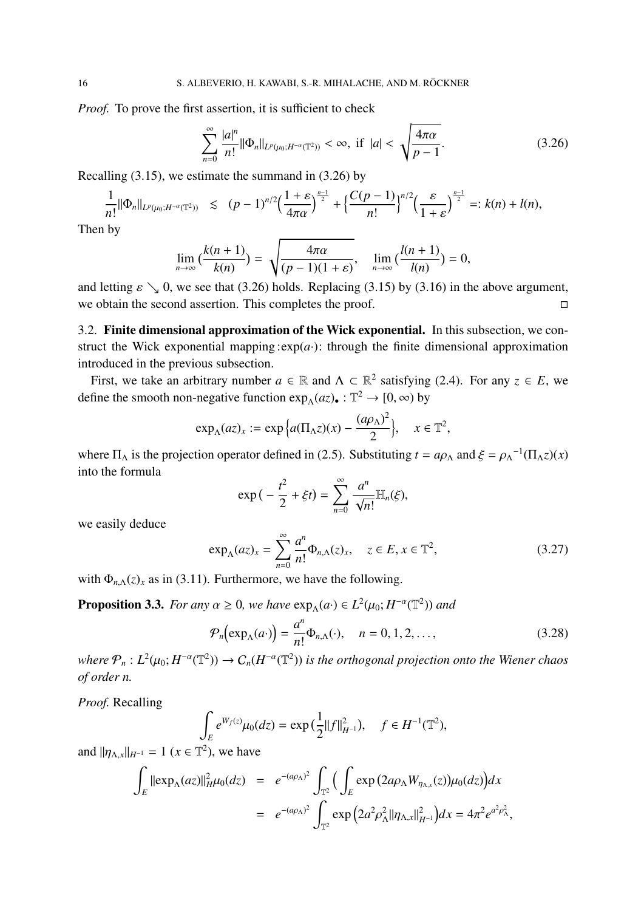*Proof.* To prove the first assertion, it is sufficient to check

$$\sum_{n=0}^{\infty} \frac{|a|^n}{n!} \|\Phi_n\|_{L^p(\mu_0;H^{-\alpha}(\mathbb{T}^2))} < \infty, \text{ if } |a| < \sqrt{\frac{4\pi\alpha}{p-1}}. \tag{3.26}$$

Recalling (3.15), we estimate the summand in (3.26) by

$$\frac{1}{n!}\|\Phi_n\|_{L^p(\mu_0;H^{-\alpha}(\mathbb{T}^2))} \lesssim (p-1)^{n/2}\Big(\frac{1+\varepsilon}{4\pi\alpha}\Big)^{\frac{n-1}{2}} + \Big\{\frac{C(p-1)}{n!}\Big\}^{n/2}\Big(\frac{\varepsilon}{1+\varepsilon}\Big)^{\frac{n-1}{2}} =: k(n) + l(n),$$

Then by

$$\lim_{n\to\infty}\Big(\frac{k(n+1)}{k(n)}\Big) = \sqrt{\frac{4\pi\alpha}{(p-1)(1+\varepsilon)}}, \quad \lim_{n\to\infty}\Big(\frac{l(n+1)}{l(n)}\Big) = 0,$$

and letting $\varepsilon \searrow 0$, we see that (3.26) holds. Replacing (3.15) by (3.16) in the above argument, we obtain the second assertion. This completes the proof. $\square$

### 3.2. **Finite dimensional approximation of the Wick exponential.**

In this subsection, we construct the Wick exponential mapping $:\exp(a\cdot):$ through the finite dimensional approximation introduced in the previous subsection.

First, we take an arbitrary number $a \in \mathbb{R}$ and $\Lambda \subset \mathbb{R}^2$ satisfying (2.4). For any $z \in E$, we define the smooth non-negative function $\exp_\Lambda(az)_\bullet : \mathbb{T}^2 \to [0,\infty)$ by

$$\exp_\Lambda(az)_x := \exp\Big\{a(\Pi_\Lambda z)(x) - \frac{(a\rho_\Lambda)^2}{2}\Big\}, \quad x \in \mathbb{T}^2,$$

where $\Pi_\Lambda$ is the projection operator defined in (2.5). Substituting $t = a\rho_\Lambda$ and $\xi = {\rho_\Lambda}^{-1}(\Pi_\Lambda z)(x)$ into the formula

$$\exp\big(-\frac{t^2}{2} + \xi t\big) = \sum_{n=0}^{\infty} \frac{a^n}{\sqrt{n!}}\mathbb{H}_n(\xi),$$

we easily deduce

$$\exp_\Lambda(az)_x = \sum_{n=0}^{\infty} \frac{a^n}{n!}\Phi_{n,\Lambda}(z)_x, \quad z \in E, x \in \mathbb{T}^2, \tag{3.27}$$

with $\Phi_{n,\Lambda}(z)_x$ as in (3.11). Furthermore, we have the following.

**Proposition 3.3.** *For any $\alpha \geq 0$, we have $\exp_\Lambda(a\cdot) \in L^2(\mu_0; H^{-\alpha}(\mathbb{T}^2))$ and*

$$\mathcal{P}_n\Big(\exp_\Lambda(a\cdot)\Big) = \frac{a^n}{n!}\Phi_{n,\Lambda}(\cdot), \quad n = 0, 1, 2, \ldots, \tag{3.28}$$

*where $\mathcal{P}_n : L^2(\mu_0; H^{-\alpha}(\mathbb{T}^2)) \to C_n(H^{-\alpha}(\mathbb{T}^2))$ is the orthogonal projection onto the Wiener chaos of order $n$.*

*Proof.* Recalling

$$\int_E e^{W_f(z)}\mu_0(dz) = \exp\big(\frac{1}{2}\|f\|_{H^{-1}}^2\big), \quad f \in H^{-1}(\mathbb{T}^2),$$

and $\|\eta_{\Lambda,x}\|_{H^{-1}} = 1$ $(x \in \mathbb{T}^2)$, we have

$$\begin{aligned}
\int_E \|\exp_\Lambda(az)\|_H^2 \mu_0(dz) &= e^{-(a\rho_\Lambda)^2}\int_{\mathbb{T}^2}\Big(\int_E \exp\big(2a\rho_\Lambda W_{\eta_{\Lambda,x}}(z)\big)\mu_0(dz)\Big)dx \\
&= e^{-(a\rho_\Lambda)^2}\int_{\mathbb{T}^2}\exp\Big(2a^2\rho_\Lambda^2\|\eta_{\Lambda,x}\|_{H^{-1}}^2\Big)dx = 4\pi^2 e^{a^2\rho_\Lambda^2},
\end{aligned}$$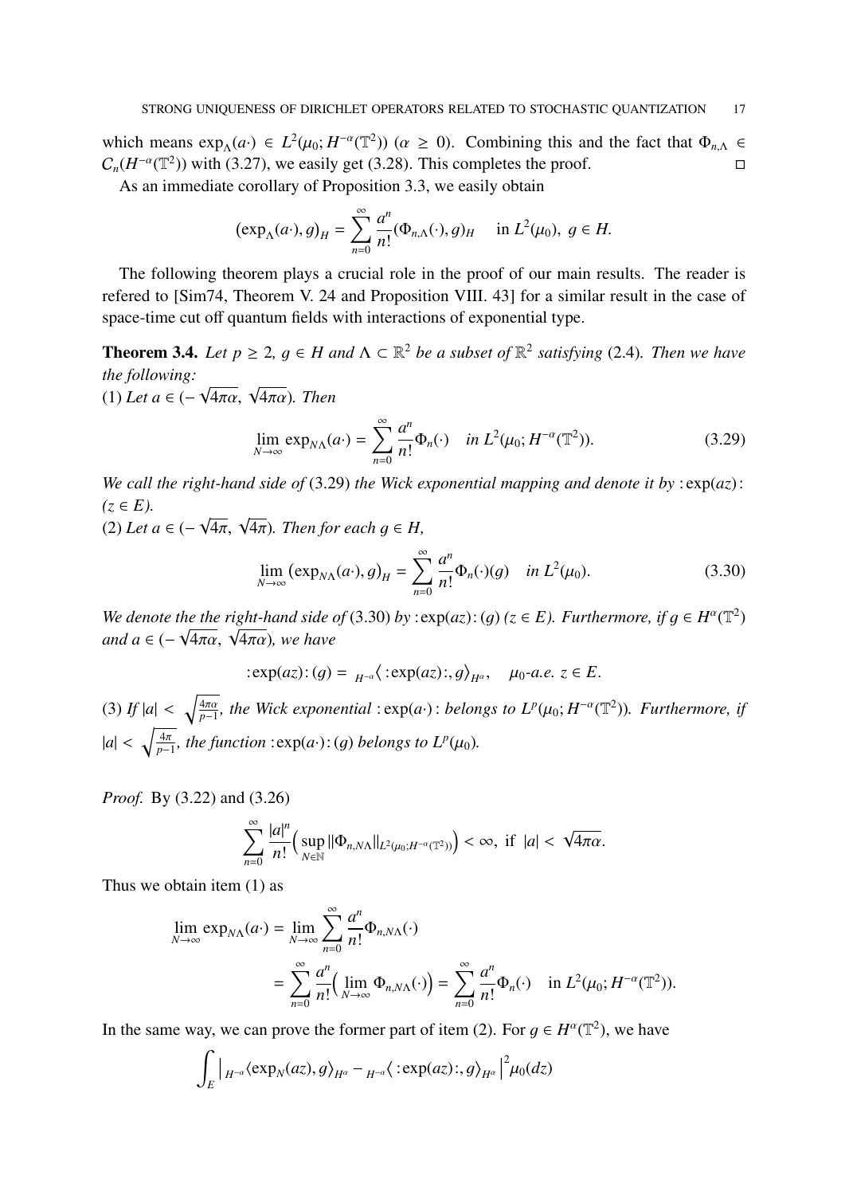which means $\exp_\Lambda(a\cdot) \in L^2(\mu_0; H^{-\alpha}(\mathbb{T}^2))$ ($\alpha \geq 0$). Combining this and the fact that $\Phi_{n,\Lambda} \in C_n(H^{-\alpha}(\mathbb{T}^2))$ with (3.27), we easily get (3.28). This completes the proof. □

As an immediate corollary of Proposition 3.3, we easily obtain

$$(\exp_\Lambda(a\cdot), g)_H = \sum_{n=0}^{\infty} \frac{a^n}{n!} (\Phi_{n,\Lambda}(\cdot), g)_H \quad \text{in } L^2(\mu_0),\ g \in H.$$

The following theorem plays a crucial role in the proof of our main results. The reader is refered to [Sim74, Theorem V. 24 and Proposition VIII. 43] for a similar result in the case of space-time cut off quantum fields with interactions of exponential type.

**Theorem 3.4.** *Let $p \geq 2$, $g \in H$ and $\Lambda \subset \mathbb{R}^2$ be a subset of $\mathbb{R}^2$ satisfying* (2.4)*. Then we have the following:*

(1) *Let $a \in (-\sqrt{4\pi\alpha}, \sqrt{4\pi\alpha})$. Then*

$$\lim_{N\to\infty} \exp_{N\Lambda}(a\cdot) = \sum_{n=0}^{\infty} \frac{a^n}{n!} \Phi_n(\cdot) \quad \text{in } L^2(\mu_0; H^{-\alpha}(\mathbb{T}^2)). \tag{3.29}$$

*We call the right-hand side of* (3.29) *the Wick exponential mapping and denote it by* $:\exp(az):$ *($z \in E$).*

(2) *Let $a \in (-\sqrt{4\pi}, \sqrt{4\pi})$. Then for each $g \in H$,*

$$\lim_{N\to\infty} \big(\exp_{N\Lambda}(a\cdot), g\big)_H = \sum_{n=0}^{\infty} \frac{a^n}{n!} \Phi_n(\cdot)(g) \quad \text{in } L^2(\mu_0). \tag{3.30}$$

*We denote the the right-hand side of* (3.30) *by* $:\exp(az):(g)$ *($z \in E$). Furthermore, if $g \in H^\alpha(\mathbb{T}^2)$ and $a \in (-\sqrt{4\pi\alpha}, \sqrt{4\pi\alpha})$, we have*

$$:\exp(az):(g) = {}_{H^{-\alpha}}\big\langle :\exp(az):, g\big\rangle_{H^\alpha}, \quad \mu_0\text{-a.e. } z \in E.$$

(3) *If $|a| < \sqrt{\frac{4\pi\alpha}{p-1}}$, the Wick exponential $:\exp(a\cdot):$ belongs to $L^p(\mu_0; H^{-\alpha}(\mathbb{T}^2))$. Furthermore, if $|a| < \sqrt{\frac{4\pi}{p-1}}$, the function $:\exp(a\cdot):(g)$ belongs to $L^p(\mu_0)$.*

*Proof.* By (3.22) and (3.26)

$$\sum_{n=0}^{\infty} \frac{|a|^n}{n!} \Big(\sup_{N\in\mathbb{N}} \|\Phi_{n,N\Lambda}\|_{L^2(\mu_0;H^{-\alpha}(\mathbb{T}^2))}\Big) < \infty, \text{ if } |a| < \sqrt{4\pi\alpha}.$$

Thus we obtain item (1) as

$$\begin{aligned}
\lim_{N\to\infty} \exp_{N\Lambda}(a\cdot) &= \lim_{N\to\infty} \sum_{n=0}^{\infty} \frac{a^n}{n!} \Phi_{n,N\Lambda}(\cdot) \\
&= \sum_{n=0}^{\infty} \frac{a^n}{n!} \Big(\lim_{N\to\infty} \Phi_{n,N\Lambda}(\cdot)\Big) = \sum_{n=0}^{\infty} \frac{a^n}{n!} \Phi_n(\cdot) \quad \text{in } L^2(\mu_0; H^{-\alpha}(\mathbb{T}^2)).
\end{aligned}$$

In the same way, we can prove the former part of item (2). For $g \in H^\alpha(\mathbb{T}^2)$, we have

$$\int_E \Big| {}_{H^{-\alpha}}\langle \exp_N(az), g\rangle_{H^\alpha} - {}_{H^{-\alpha}}\big\langle :\exp(az):, g\big\rangle_{H^\alpha} \Big|^2 \mu_0(dz)$$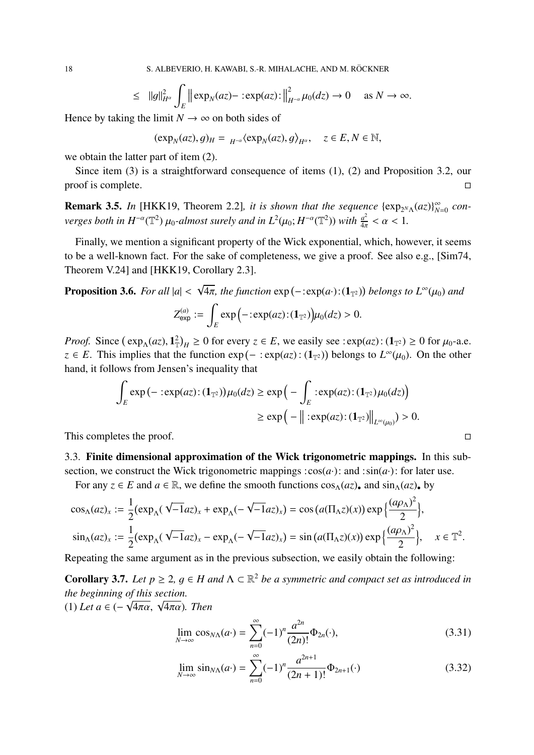$$\leq \|g\|_{H^\alpha}^2 \int_E \left\| \exp_N(az) - :\exp(az): \right\|_{H^{-\alpha}}^2 \mu_0(dz) \to 0 \quad \text{as } N \to \infty.$$

Hence by taking the limit $N \to \infty$ on both sides of

$$(\exp_N(az), g)_H = {}_{H^{-\alpha}}\langle \exp_N(az), g \rangle_{H^\alpha}, \quad z \in E, N \in \mathbb{N},$$

we obtain the latter part of item (2).

Since item (3) is a straightforward consequence of items (1), (2) and Proposition 3.2, our proof is complete. $\square$

**Remark 3.5.** *In* [HKK19, Theorem 2.2]*, it is shown that the sequence* $\{\exp_{2^N\Lambda}(az)\}_{N=0}^\infty$ *converges both in* $H^{-\alpha}(\mathbb{T}^2)$ $\mu_0$*-almost surely and in* $L^2(\mu_0; H^{-\alpha}(\mathbb{T}^2))$ *with* $\frac{a^2}{4\pi} < \alpha < 1$.

Finally, we mention a significant property of the Wick exponential, which, however, it seems to be a well-known fact. For the sake of completeness, we give a proof. See also e.g., [Sim74, Theorem V.24] and [HKK19, Corollary 2.3].

**Proposition 3.6.** *For all* $|a| < \sqrt{4\pi}$*, the function* $\exp(-:\exp(a\cdot):(\mathbf{1}_{\mathbb{T}^2}))$ *belongs to* $L^\infty(\mu_0)$ *and*

$$Z_{\mathsf{exp}}^{(a)} := \int_E \exp\left(-:\exp(az):(\mathbf{1}_{\mathbb{T}^2})\right)\mu_0(dz) > 0.$$

*Proof.* Since $\left(\exp_\Lambda(az), \mathbf{1}_{\mathbb{T}}^2\right)_H \geq 0$ for every $z \in E$, we easily see $:\exp(az):(\mathbf{1}_{\mathbb{T}^2}) \geq 0$ for $\mu_0$-a.e. $z \in E$. This implies that the function $\exp(-:\exp(az):(\mathbf{1}_{\mathbb{T}^2}))$ belongs to $L^\infty(\mu_0)$. On the other hand, it follows from Jensen's inequality that

$$\begin{aligned}
\int_E \exp\left(-:\exp(az):(\mathbf{1}_{\mathbb{T}^2})\right)\mu_0(dz) &\geq \exp\left(-\int_E :\exp(az):(\mathbf{1}_{\mathbb{T}^2})\mu_0(dz)\right) \\
&\geq \exp\left(-\left\| :\exp(az):(\mathbf{1}_{\mathbb{T}^2})\right\|_{L^\infty(\mu_0)}\right) > 0.
\end{aligned}$$

This completes the proof. $\square$

### 3.3. Finite dimensional approximation of the Wick trigonometric mappings.

In this subsection, we construct the Wick trigonometric mappings $:\cos(a\cdot):$ and $:\sin(a\cdot):$ for later use.

For any $z \in E$ and $a \in \mathbb{R}$, we define the smooth functions $\cos_\Lambda(az)_\bullet$ and $\sin_\Lambda(az)_\bullet$ by

$$\begin{aligned}
\cos_\Lambda(az)_x &:= \frac{1}{2}\left(\exp_\Lambda(\sqrt{-1}az)_x + \exp_\Lambda(-\sqrt{-1}az)_x\right) = \cos\left(a(\Pi_\Lambda z)(x)\right)\exp\left\{\frac{(a\rho_\Lambda)^2}{2}\right\}, \\
\sin_\Lambda(az)_x &:= \frac{1}{2}\left(\exp_\Lambda(\sqrt{-1}az)_x - \exp_\Lambda(-\sqrt{-1}az)_x\right) = \sin\left(a(\Pi_\Lambda z)(x)\right)\exp\left\{\frac{(a\rho_\Lambda)^2}{2}\right\}, \quad x \in \mathbb{T}^2.
\end{aligned}$$

Repeating the same argument as in the previous subsection, we easily obtain the following:

**Corollary 3.7.** *Let* $p \geq 2$, $g \in H$ *and* $\Lambda \subset \mathbb{R}^2$ *be a symmetric and compact set as introduced in the beginning of this section.*
(1) *Let* $a \in (-\sqrt{4\pi\alpha}, \sqrt{4\pi\alpha})$*. Then*

$$\lim_{N\to\infty} \cos_{N\Lambda}(a\cdot) = \sum_{n=0}^\infty (-1)^n \frac{a^{2n}}{(2n)!}\Phi_{2n}(\cdot), \tag{3.31}$$

$$\lim_{N\to\infty} \sin_{N\Lambda}(a\cdot) = \sum_{n=0}^\infty (-1)^n \frac{a^{2n+1}}{(2n+1)!}\Phi_{2n+1}(\cdot) \tag{3.32}$$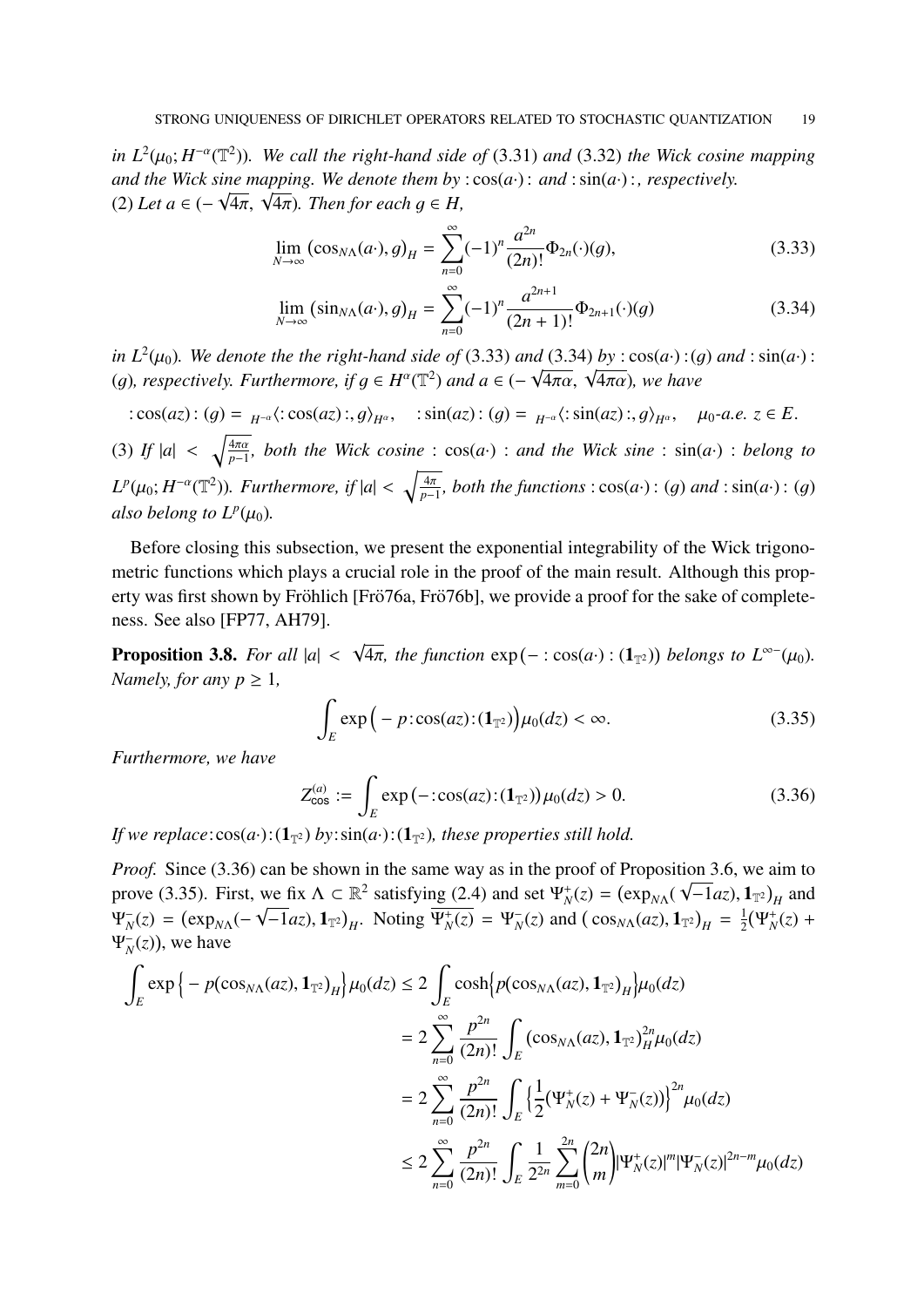in $L^2(\mu_0; H^{-\alpha}(\mathbb{T}^2))$. *We call the right-hand side of* (3.31) *and* (3.32) *the Wick cosine mapping and the Wick sine mapping. We denote them by* $:\cos(a\cdot):$ *and* $:\sin(a\cdot):$*, respectively.*
(2) *Let* $a \in (-\sqrt{4\pi}, \sqrt{4\pi})$*. Then for each* $g \in H$*,*

$$\lim_{N\to\infty} \big(\cos_{N\Lambda}(a\cdot), g\big)_H = \sum_{n=0}^{\infty} (-1)^n \frac{a^{2n}}{(2n)!} \Phi_{2n}(\cdot)(g), \tag{3.33}$$

$$\lim_{N\to\infty} \big(\sin_{N\Lambda}(a\cdot), g\big)_H = \sum_{n=0}^{\infty} (-1)^n \frac{a^{2n+1}}{(2n+1)!} \Phi_{2n+1}(\cdot)(g) \tag{3.34}$$

*in* $L^2(\mu_0)$*. We denote the the right-hand side of* (3.33) *and* (3.34) *by* $:\cos(a\cdot):(g)$ *and* $:\sin(a\cdot):(g)$*, respectively. Furthermore, if* $g \in H^{\alpha}(\mathbb{T}^2)$ *and* $a \in (-\sqrt{4\pi\alpha}, \sqrt{4\pi\alpha})$*, we have*

$$:\cos(az):(g) = {}_{H^{-\alpha}}\langle :\cos(az):, g\rangle_{H^{\alpha}}, \quad :\sin(az):(g) = {}_{H^{-\alpha}}\langle :\sin(az):, g\rangle_{H^{\alpha}}, \quad \mu_0\text{-a.e. } z \in E.$$

(3) *If* $|a| < \sqrt{\frac{4\pi\alpha}{p-1}}$*, both the Wick cosine* $:\cos(a\cdot):$ *and the Wick sine* $:\sin(a\cdot):$ *belong to* $L^p(\mu_0; H^{-\alpha}(\mathbb{T}^2))$*. Furthermore, if* $|a| < \sqrt{\frac{4\pi}{p-1}}$*, both the functions* $:\cos(a\cdot):(g)$ *and* $:\sin(a\cdot):(g)$ *also belong to* $L^p(\mu_0)$*.*

Before closing this subsection, we present the exponential integrability of the Wick trigonometric functions which plays a crucial role in the proof of the main result. Although this property was first shown by Fröhlich [Frö76a, Frö76b], we provide a proof for the sake of completeness. See also [FP77, AH79].

**Proposition 3.8.** *For all* $|a| < \sqrt{4\pi}$*, the function* $\exp\big(-:\cos(a\cdot):(\mathbf{1}_{\mathbb{T}^2})\big)$ *belongs to* $L^{\infty-}(\mu_0)$*. Namely, for any* $p \geq 1$*,*

$$\int_E \exp\Big(-p:\cos(az):(\mathbf{1}_{\mathbb{T}^2})\Big)\mu_0(dz) < \infty. \tag{3.35}$$

*Furthermore, we have*

$$Z^{(a)}_{\cos} := \int_E \exp\big(-:\cos(az):(\mathbf{1}_{\mathbb{T}^2})\big)\mu_0(dz) > 0. \tag{3.36}$$

*If we replace* $:\cos(a\cdot):(\mathbf{1}_{\mathbb{T}^2})$ *by* $:\sin(a\cdot):(\mathbf{1}_{\mathbb{T}^2})$*, these properties still hold.*

*Proof.* Since (3.36) can be shown in the same way as in the proof of Proposition 3.6, we aim to prove (3.35). First, we fix $\Lambda \subset \mathbb{R}^2$ satisfying (2.4) and set $\Psi^+_N(z) = \big(\exp_{N\Lambda}(\sqrt{-1}az), \mathbf{1}_{\mathbb{T}^2}\big)_H$ and $\Psi^-_N(z) = \big(\exp_{N\Lambda}(-\sqrt{-1}az), \mathbf{1}_{\mathbb{T}^2}\big)_H$. Noting $\overline{\Psi^+_N(z)} = \Psi^-_N(z)$ and $\big(\cos_{N\Lambda}(az), \mathbf{1}_{\mathbb{T}^2}\big)_H = \frac{1}{2}(\Psi^+_N(z) + \Psi^-_N(z))$, we have

$$\begin{aligned}
\int_E \exp\Big\{-p\big(\cos_{N\Lambda}(az), \mathbf{1}_{\mathbb{T}^2}\big)_H\Big\}\mu_0(dz) &\leq 2\int_E \cosh\Big\{p\big(\cos_{N\Lambda}(az), \mathbf{1}_{\mathbb{T}^2}\big)_H\Big\}\mu_0(dz) \\
&= 2\sum_{n=0}^{\infty} \frac{p^{2n}}{(2n)!}\int_E \big(\cos_{N\Lambda}(az), \mathbf{1}_{\mathbb{T}^2}\big)_H^{2n}\mu_0(dz) \\
&= 2\sum_{n=0}^{\infty} \frac{p^{2n}}{(2n)!}\int_E \Big\{\frac{1}{2}\big(\Psi^+_N(z) + \Psi^-_N(z)\big)\Big\}^{2n}\mu_0(dz) \\
&\leq 2\sum_{n=0}^{\infty} \frac{p^{2n}}{(2n)!}\int_E \frac{1}{2^{2n}}\sum_{m=0}^{2n}\binom{2n}{m}|\Psi^+_N(z)|^m|\Psi^-_N(z)|^{2n-m}\mu_0(dz)
\end{aligned}$$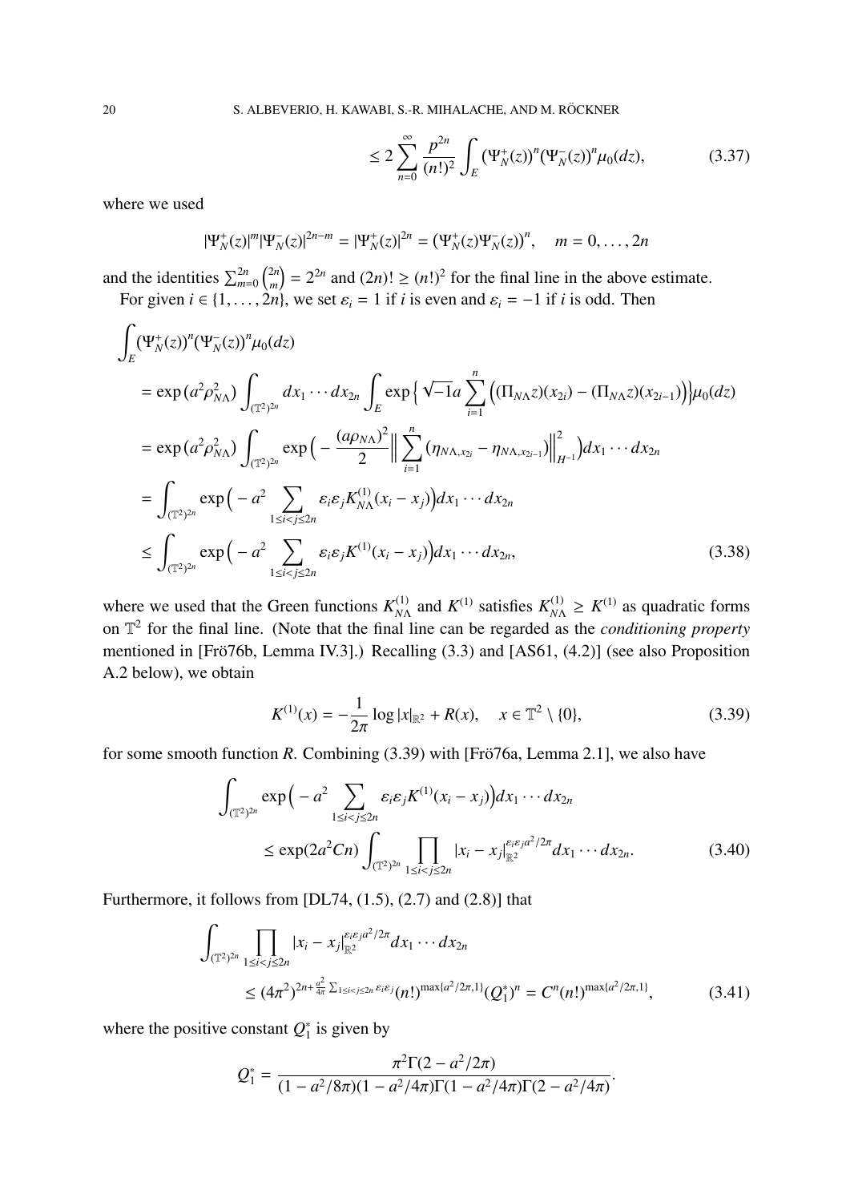$$\leq 2\sum_{n=0}^{\infty} \frac{p^{2n}}{(n!)^2} \int_E \big(\Psi_N^+(z)\big)^n \big(\Psi_N^-(z)\big)^n \mu_0(dz), \tag{3.37}$$

where we used

$$|\Psi_N^+(z)|^m |\Psi_N^-(z)|^{2n-m} = |\Psi_N^+(z)|^{2n} = \big(\Psi_N^+(z)\Psi_N^-(z)\big)^n, \quad m = 0, \dots, 2n$$

and the identities $\sum_{m=0}^{2n}\binom{2n}{m} = 2^{2n}$ and $(2n)! \geq (n!)^2$ for the final line in the above estimate.

For given $i \in \{1, \dots, 2n\}$, we set $\varepsilon_i = 1$ if $i$ is even and $\varepsilon_i = -1$ if $i$ is odd. Then

$$\begin{aligned}
&\int_E \big(\Psi_N^+(z)\big)^n \big(\Psi_N^-(z)\big)^n \mu_0(dz) \\
&= \exp\big(a^2\rho_{N\Lambda}^2\big) \int_{(\mathbb{T}^2)^{2n}} dx_1 \cdots dx_{2n} \int_E \exp\Big\{\sqrt{-1}a \sum_{i=1}^n \Big((\Pi_{N\Lambda}z)(x_{2i}) - (\Pi_{N\Lambda}z)(x_{2i-1})\Big)\Big\}\mu_0(dz) \\
&= \exp\big(a^2\rho_{N\Lambda}^2\big) \int_{(\mathbb{T}^2)^{2n}} \exp\Big(-\frac{(a\rho_{N\Lambda})^2}{2}\Big\|\sum_{i=1}^n \big(\eta_{N\Lambda,x_{2i}} - \eta_{N\Lambda,x_{2i-1}}\big)\Big\|_{H^{-1}}^2\Big) dx_1 \cdots dx_{2n} \\
&= \int_{(\mathbb{T}^2)^{2n}} \exp\Big(-a^2 \sum_{1\leq i<j\leq 2n} \varepsilon_i\varepsilon_j K_{N\Lambda}^{(1)}(x_i - x_j)\Big) dx_1 \cdots dx_{2n} \\
&\leq \int_{(\mathbb{T}^2)^{2n}} \exp\Big(-a^2 \sum_{1\leq i<j\leq 2n} \varepsilon_i\varepsilon_j K^{(1)}(x_i - x_j)\Big) dx_1 \cdots dx_{2n},
\end{aligned} \tag{3.38}$$

where we used that the Green functions $K_{N\Lambda}^{(1)}$ and $K^{(1)}$ satisfies $K_{N\Lambda}^{(1)} \geq K^{(1)}$ as quadratic forms on $\mathbb{T}^2$ for the final line. (Note that the final line can be regarded as the *conditioning property* mentioned in [Frö76b, Lemma IV.3].) Recalling (3.3) and [AS61, (4.2)] (see also Proposition A.2 below), we obtain

$$K^{(1)}(x) = -\frac{1}{2\pi}\log|x|_{\mathbb{R}^2} + R(x), \quad x \in \mathbb{T}^2 \setminus \{0\}, \tag{3.39}$$

for some smooth function $R$. Combining (3.39) with [Frö76a, Lemma 2.1], we also have

$$\begin{aligned}
&\int_{(\mathbb{T}^2)^{2n}} \exp\Big(-a^2 \sum_{1\leq i<j\leq 2n} \varepsilon_i\varepsilon_j K^{(1)}(x_i - x_j)\Big) dx_1 \cdots dx_{2n} \\
&\qquad \leq \exp(2a^2Cn) \int_{(\mathbb{T}^2)^{2n}} \prod_{1\leq i<j\leq 2n} |x_i - x_j|_{\mathbb{R}^2}^{\varepsilon_i\varepsilon_j a^2/2\pi} dx_1 \cdots dx_{2n}.
\end{aligned} \tag{3.40}$$

Furthermore, it follows from [DL74, (1.5), (2.7) and (2.8)] that

$$\begin{aligned}
&\int_{(\mathbb{T}^2)^{2n}} \prod_{1\leq i<j\leq 2n} |x_i - x_j|_{\mathbb{R}^2}^{\varepsilon_i\varepsilon_j a^2/2\pi} dx_1 \cdots dx_{2n} \\
&\qquad \leq (4\pi^2)^{2n + \frac{a^2}{4\pi}\sum_{1\leq i<j\leq 2n}\varepsilon_i\varepsilon_j} (n!)^{\max\{a^2/2\pi, 1\}} (Q_1^*)^n = C^n (n!)^{\max\{a^2/2\pi, 1\}},
\end{aligned} \tag{3.41}$$

where the positive constant $Q_1^*$ is given by

$$Q_1^* = \frac{\pi^2\Gamma(2 - a^2/2\pi)}{(1 - a^2/8\pi)(1 - a^2/4\pi)\Gamma(1 - a^2/4\pi)\Gamma(2 - a^2/4\pi)}.$$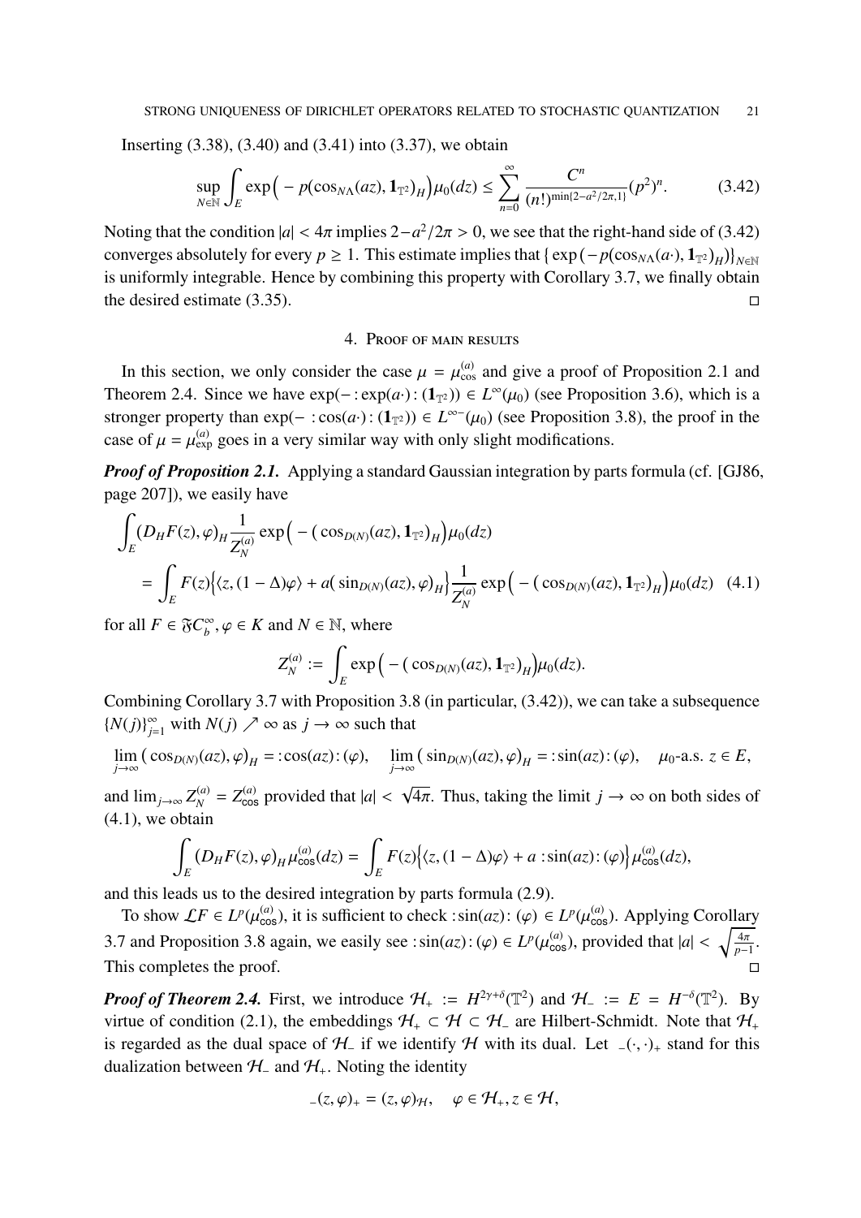Inserting (3.38), (3.40) and (3.41) into (3.37), we obtain

$$\sup_{N\in\mathbb{N}} \int_E \exp\Big( -p(\cos_{N\Lambda}(az), \mathbf{1}_{\mathbb{T}^2})_H\Big)\mu_0(dz) \le \sum_{n=0}^{\infty} \frac{C^n}{(n!)^{\min\{2-a^2/2\pi,1\}}}(p^2)^n. \tag{3.42}$$

Noting that the condition $|a| < 4\pi$ implies $2-a^2/2\pi > 0$, we see that the right-hand side of (3.42) converges absolutely for every $p \ge 1$. This estimate implies that $\{\exp(-p(\cos_{N\Lambda}(a\cdot), \mathbf{1}_{\mathbb{T}^2})_H)\}_{N\in\mathbb{N}}$ is uniformly integrable. Hence by combining this property with Corollary 3.7, we finally obtain the desired estimate (3.35). □

## 4. Proof of main results

In this section, we only consider the case $\mu = \mu^{(a)}_{\cos}$ and give a proof of Proposition 2.1 and Theorem 2.4. Since we have $\exp(-:\exp(a\cdot):(\mathbf{1}_{\mathbb{T}^2})) \in L^\infty(\mu_0)$ (see Proposition 3.6), which is a stronger property than $\exp(- :\cos(a\cdot):(\mathbf{1}_{\mathbb{T}^2})) \in L^{\infty-}(\mu_0)$ (see Proposition 3.8), the proof in the case of $\mu = \mu^{(a)}_{\exp}$ goes in a very similar way with only slight modifications.

***Proof of Proposition 2.1.*** Applying a standard Gaussian integration by parts formula (cf. [GJ86, page 207]), we easily have

$$\begin{aligned}
&\int_E (D_H F(z), \varphi)_H \frac{1}{Z^{(a)}_N}\exp\Big( -\big(\cos_{D(N)}(az), \mathbf{1}_{\mathbb{T}^2}\big)_H\Big)\mu_0(dz)\\
&= \int_E F(z)\Big\{\langle z, (1-\Delta)\varphi\rangle + a\big(\sin_{D(N)}(az), \varphi\big)_H\Big\}\frac{1}{Z^{(a)}_N}\exp\Big( -\big(\cos_{D(N)}(az), \mathbf{1}_{\mathbb{T}^2}\big)_H\Big)\mu_0(dz) \quad (4.1)
\end{aligned}$$

for all $F \in \mathfrak{F}C^\infty_b$, $\varphi \in K$ and $N \in \mathbb{N}$, where

$$Z^{(a)}_N := \int_E \exp\Big( -\big(\cos_{D(N)}(az), \mathbf{1}_{\mathbb{T}^2}\big)_H\Big)\mu_0(dz).$$

Combining Corollary 3.7 with Proposition 3.8 (in particular, (3.42)), we can take a subsequence $\{N(j)\}_{j=1}^\infty$ with $N(j) \nearrow \infty$ as $j \to \infty$ such that

$$\lim_{j\to\infty}\big(\cos_{D(N)}(az), \varphi\big)_H = :\cos(az):(\varphi), \quad \lim_{j\to\infty}\big(\sin_{D(N)}(az), \varphi\big)_H = :\sin(az):(\varphi), \quad \mu_0\text{-a.s. } z \in E,$$

and $\lim_{j\to\infty} Z^{(a)}_N = Z^{(a)}_{\cos}$ provided that $|a| < \sqrt{4\pi}$. Thus, taking the limit $j \to \infty$ on both sides of (4.1), we obtain

$$\int_E (D_H F(z), \varphi)_H\, \mu^{(a)}_{\cos}(dz) = \int_E F(z)\Big\{\langle z, (1-\Delta)\varphi\rangle + a :\sin(az):(\varphi)\Big\}\mu^{(a)}_{\cos}(dz),$$

and this leads us to the desired integration by parts formula (2.9).

To show $\mathcal{L}F \in L^p(\mu^{(a)}_{\cos})$, it is sufficient to check $:\sin(az):(\varphi) \in L^p(\mu^{(a)}_{\cos})$. Applying Corollary 3.7 and Proposition 3.8 again, we easily see $:\sin(az):(\varphi) \in L^p(\mu^{(a)}_{\cos})$, provided that $|a| < \sqrt{\frac{4\pi}{p-1}}$. This completes the proof. □

***Proof of Theorem 2.4.*** First, we introduce $\mathcal{H}_+ := H^{2\gamma+\delta}(\mathbb{T}^2)$ and $\mathcal{H}_- := E = H^{-\delta}(\mathbb{T}^2)$. By virtue of condition (2.1), the embeddings $\mathcal{H}_+ \subset \mathcal{H} \subset \mathcal{H}_-$ are Hilbert-Schmidt. Note that $\mathcal{H}_+$ is regarded as the dual space of $\mathcal{H}_-$ if we identify $\mathcal{H}$ with its dual. Let ${}_-(\cdot,\cdot)_+$ stand for this dualization between $\mathcal{H}_-$ and $\mathcal{H}_+$. Noting the identity

$${}_-(z, \varphi)_+ = (z, \varphi)_{\mathcal{H}}, \quad \varphi \in \mathcal{H}_+, z \in \mathcal{H},$$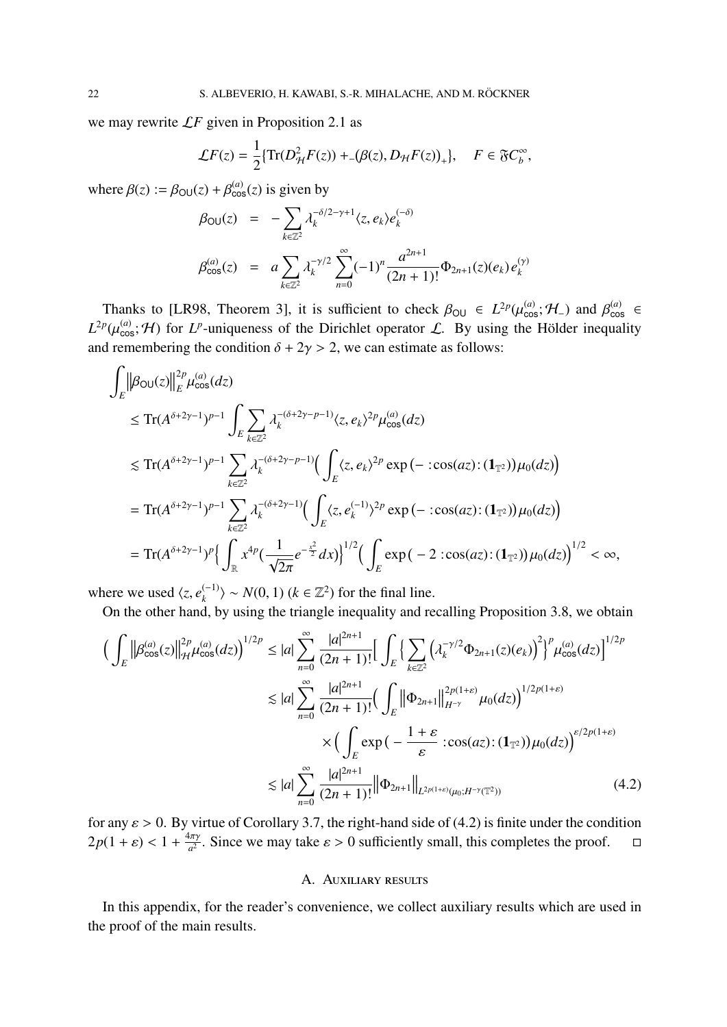we may rewrite $\mathcal{L}F$ given in Proposition 2.1 as

$$\mathcal{L}F(z) = \frac{1}{2}\{\mathrm{Tr}(D^2_{\mathcal{H}}F(z)) + {}_{-}\big(\beta(z), D_{\mathcal{H}}F(z)\big)_{+}\}, \quad F \in \mathfrak{F}C_b^\infty,$$

where $\beta(z) := \beta_{\mathsf{OU}}(z) + \beta^{(a)}_{\cos}(z)$ is given by

$$\begin{aligned}
\beta_{\mathsf{OU}}(z) &= -\sum_{k\in\mathbb{Z}^2} \lambda_k^{-\delta/2-\gamma+1}\langle z, e_k\rangle e_k^{(-\delta)} \\
\beta^{(a)}_{\cos}(z) &= a\sum_{k\in\mathbb{Z}^2} \lambda_k^{-\gamma/2}\sum_{n=0}^\infty (-1)^n\frac{a^{2n+1}}{(2n+1)!}\Phi_{2n+1}(z)(e_k)\, e_k^{(\gamma)}
\end{aligned}$$

Thanks to [LR98, Theorem 3], it is sufficient to check $\beta_{\mathsf{OU}} \in L^{2p}(\mu^{(a)}_{\cos};\mathcal{H}_-)$ and $\beta^{(a)}_{\cos} \in L^{2p}(\mu^{(a)}_{\cos};\mathcal{H})$ for $L^p$-uniqueness of the Dirichlet operator $\mathcal{L}$. By using the Hölder inequality and remembering the condition $\delta + 2\gamma > 2$, we can estimate as follows:

$$\begin{aligned}
&\int_E \big\|\beta_{\mathsf{OU}}(z)\big\|_E^{2p}\mu^{(a)}_{\cos}(dz) \\
&\leq \mathrm{Tr}(A^{\delta+2\gamma-1})^{p-1}\int_E \sum_{k\in\mathbb{Z}^2}\lambda_k^{-(\delta+2\gamma-p-1)}\langle z, e_k\rangle^{2p}\mu^{(a)}_{\cos}(dz) \\
&\lesssim \mathrm{Tr}(A^{\delta+2\gamma-1})^{p-1}\sum_{k\in\mathbb{Z}^2}\lambda_k^{-(\delta+2\gamma-p-1)}\Big(\int_E \langle z, e_k\rangle^{2p}\exp\big(-:\!\cos(az)\!:(\mathbf{1}_{\mathbb{T}^2})\big)\mu_0(dz)\Big) \\
&= \mathrm{Tr}(A^{\delta+2\gamma-1})^{p-1}\sum_{k\in\mathbb{Z}^2}\lambda_k^{-(\delta+2\gamma-1)}\Big(\int_E \langle z, e_k^{(-1)}\rangle^{2p}\exp\big(-:\!\cos(az)\!:(\mathbf{1}_{\mathbb{T}^2})\big)\mu_0(dz)\Big) \\
&= \mathrm{Tr}(A^{\delta+2\gamma-1})^{p}\Big\{\int_{\mathbb{R}} x^{4p}\big(\frac{1}{\sqrt{2\pi}}e^{-\frac{x^2}{2}}dx\big)\Big\}^{1/2}\Big(\int_E \exp\big(-2:\!\cos(az)\!:(\mathbf{1}_{\mathbb{T}^2})\big)\mu_0(dz)\Big)^{1/2} < \infty,
\end{aligned}$$

where we used $\langle z, e_k^{(-1)}\rangle \sim N(0,1)$ $(k\in\mathbb{Z}^2)$ for the final line.

On the other hand, by using the triangle inequality and recalling Proposition 3.8, we obtain

$$\begin{aligned}
\Big(\int_E \big\|\beta^{(a)}_{\cos}(z)\big\|_{\mathcal{H}}^{2p}\mu^{(a)}_{\cos}(dz)\Big)^{1/2p} &\leq |a|\sum_{n=0}^\infty \frac{|a|^{2n+1}}{(2n+1)!}\Big[\int_E\Big\{\sum_{k\in\mathbb{Z}^2}\big(\lambda_k^{-\gamma/2}\Phi_{2n+1}(z)(e_k)\big)^2\Big\}^p\mu^{(a)}_{\cos}(dz)\Big]^{1/2p} \\
&\lesssim |a|\sum_{n=0}^\infty \frac{|a|^{2n+1}}{(2n+1)!}\Big(\int_E \big\|\Phi_{2n+1}\big\|_{H^{-\gamma}}^{2p(1+\varepsilon)}\mu_0(dz)\Big)^{1/2p(1+\varepsilon)} \\
&\qquad\times\Big(\int_E \exp\big(-\frac{1+\varepsilon}{\varepsilon}:\!\cos(az)\!:(\mathbf{1}_{\mathbb{T}^2})\big)\mu_0(dz)\Big)^{\varepsilon/2p(1+\varepsilon)} \\
&\lesssim |a|\sum_{n=0}^\infty \frac{|a|^{2n+1}}{(2n+1)!}\big\|\Phi_{2n+1}\big\|_{L^{2p(1+\varepsilon)}(\mu_0;H^{-\gamma}(\mathbb{T}^2))} \qquad (4.2)
\end{aligned}$$

for any $\varepsilon > 0$. By virtue of Corollary 3.7, the right-hand side of (4.2) is finite under the condition $2p(1+\varepsilon) < 1 + \frac{4\pi\gamma}{a^2}$. Since we may take $\varepsilon > 0$ sufficiently small, this completes the proof. □

## A. Auxiliary results

In this appendix, for the reader's convenience, we collect auxiliary results which are used in the proof of the main results.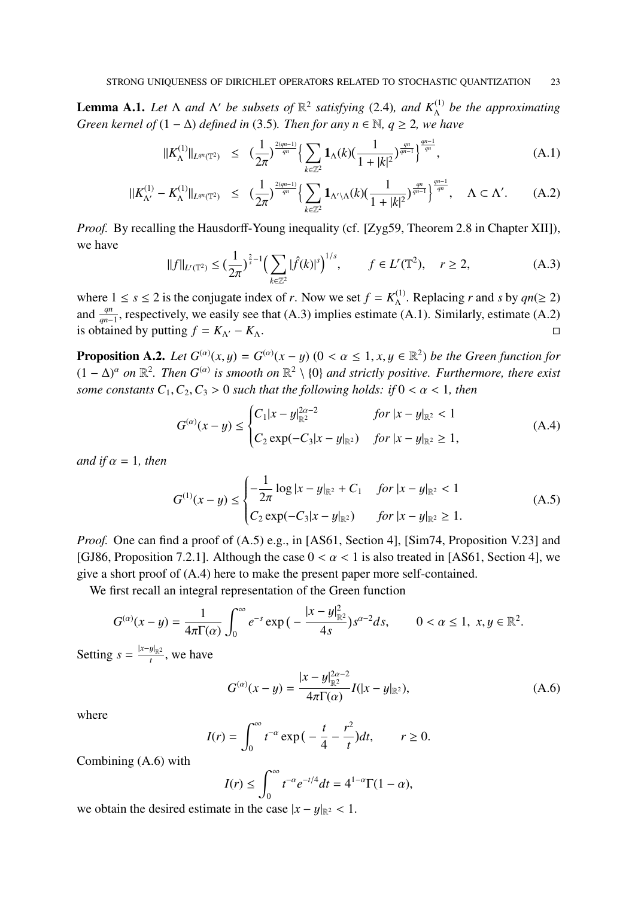**Lemma A.1.** *Let $\Lambda$ and $\Lambda'$ be subsets of $\mathbb{R}^2$ satisfying* (2.4)*, and $K^{(1)}_\Lambda$ be the approximating Green kernel of $(1-\Delta)$ defined in* (3.5)*. Then for any $n \in \mathbb{N}$, $q \geq 2$, we have*

$$\|K^{(1)}_\Lambda\|_{L^{qn}(\mathbb{T}^2)} \leq \Big(\frac{1}{2\pi}\Big)^{\frac{2(qn-1)}{qn}} \Big\{ \sum_{k \in \mathbb{Z}^2} \mathbf{1}_\Lambda(k) \Big(\frac{1}{1+|k|^2}\Big)^{\frac{qn}{qn-1}} \Big\}^{\frac{qn-1}{qn}}, \tag{A.1}$$

$$\|K^{(1)}_{\Lambda'} - K^{(1)}_\Lambda\|_{L^{qn}(\mathbb{T}^2)} \leq \Big(\frac{1}{2\pi}\Big)^{\frac{2(qn-1)}{qn}} \Big\{ \sum_{k \in \mathbb{Z}^2} \mathbf{1}_{\Lambda' \setminus \Lambda}(k) \Big(\frac{1}{1+|k|^2}\Big)^{\frac{qn}{qn-1}} \Big\}^{\frac{qn-1}{qn}}, \quad \Lambda \subset \Lambda'. \tag{A.2}$$

*Proof.* By recalling the Hausdorff-Young inequality (cf. [Zyg59, Theorem 2.8 in Chapter XII]), we have

$$\|f\|_{L^r(\mathbb{T}^2)} \leq \Big(\frac{1}{2\pi}\Big)^{\frac{2}{s}-1} \Big( \sum_{k \in \mathbb{Z}^2} |\hat{f}(k)|^s \Big)^{1/s}, \qquad f \in L^r(\mathbb{T}^2), \quad r \geq 2, \tag{A.3}$$

where $1 \leq s \leq 2$ is the conjugate index of $r$. Now we set $f = K^{(1)}_\Lambda$. Replacing $r$ and $s$ by $qn (\geq 2)$ and $\frac{qn}{qn-1}$, respectively, we easily see that (A.3) implies estimate (A.1). Similarly, estimate (A.2) is obtained by putting $f = K_{\Lambda'} - K_\Lambda$. □

**Proposition A.2.** *Let $G^{(\alpha)}(x,y) = G^{(\alpha)}(x-y)$ $(0 < \alpha \leq 1, x, y \in \mathbb{R}^2)$ be the Green function for $(1-\Delta)^\alpha$ on $\mathbb{R}^2$. Then $G^{(\alpha)}$ is smooth on $\mathbb{R}^2 \setminus \{0\}$ and strictly positive. Furthermore, there exist some constants $C_1, C_2, C_3 > 0$ such that the following holds: if $0 < \alpha < 1$, then*

$$G^{(\alpha)}(x-y) \leq \begin{cases} C_1 |x-y|^{2\alpha-2}_{\mathbb{R}^2} & \text{for } |x-y|_{\mathbb{R}^2} < 1 \\ C_2 \exp(-C_3 |x-y|_{\mathbb{R}^2}) & \text{for } |x-y|_{\mathbb{R}^2} \geq 1, \end{cases} \tag{A.4}$$

*and if $\alpha = 1$, then*

$$G^{(1)}(x-y) \leq \begin{cases} -\dfrac{1}{2\pi} \log |x-y|_{\mathbb{R}^2} + C_1 & \text{for } |x-y|_{\mathbb{R}^2} < 1 \\ C_2 \exp(-C_3 |x-y|_{\mathbb{R}^2}) & \text{for } |x-y|_{\mathbb{R}^2} \geq 1. \end{cases} \tag{A.5}$$

*Proof.* One can find a proof of (A.5) e.g., in [AS61, Section 4], [Sim74, Proposition V.23] and [GJ86, Proposition 7.2.1]. Although the case $0 < \alpha < 1$ is also treated in [AS61, Section 4], we give a short proof of (A.4) here to make the present paper more self-contained.

We first recall an integral representation of the Green function

$$G^{(\alpha)}(x-y) = \frac{1}{4\pi\Gamma(\alpha)} \int_0^\infty e^{-s} \exp\Big(-\frac{|x-y|^2_{\mathbb{R}^2}}{4s}\Big) s^{\alpha-2} ds, \qquad 0 < \alpha \leq 1, \ x, y \in \mathbb{R}^2.$$

Setting $s = \frac{|x-y|_{\mathbb{R}^2}}{t}$, we have

$$G^{(\alpha)}(x-y) = \frac{|x-y|^{2\alpha-2}_{\mathbb{R}^2}}{4\pi\Gamma(\alpha)} I(|x-y|_{\mathbb{R}^2}), \tag{A.6}$$

where

$$I(r) = \int_0^\infty t^{-\alpha} \exp\Big(-\frac{t}{4} - \frac{r^2}{t}\Big) dt, \qquad r \geq 0.$$

Combining (A.6) with

$$I(r) \leq \int_0^\infty t^{-\alpha} e^{-t/4} dt = 4^{1-\alpha}\Gamma(1-\alpha),$$

we obtain the desired estimate in the case $|x-y|_{\mathbb{R}^2} < 1$.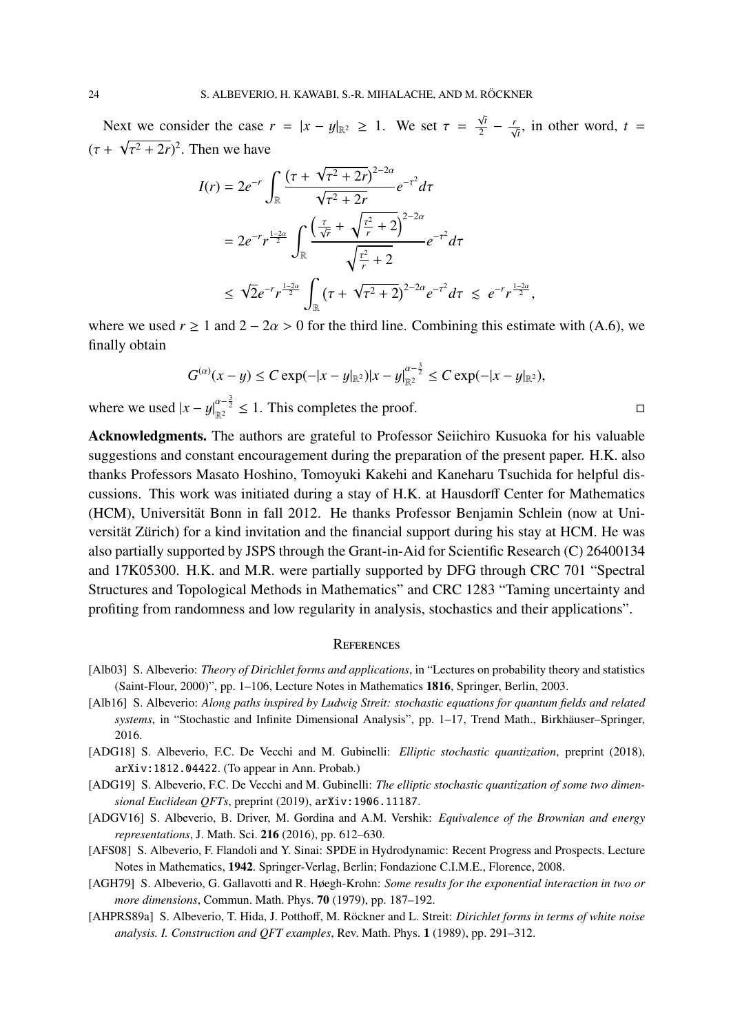Next we consider the case $r = |x-y|_{\mathbb{R}^2} \geq 1$. We set $\tau = \frac{\sqrt{t}}{2} - \frac{r}{\sqrt{t}}$, in other word, $t = (\tau + \sqrt{\tau^2 + 2r})^2$. Then we have

$$
\begin{aligned}
I(r) &= 2e^{-r} \int_{\mathbb{R}} \frac{\left(\tau + \sqrt{\tau^2+2r}\right)^{2-2\alpha}}{\sqrt{\tau^2+2r}} e^{-\tau^2} d\tau \\
&= 2e^{-r} r^{\frac{1-2\alpha}{2}} \int_{\mathbb{R}} \frac{\left(\frac{\tau}{\sqrt{r}} + \sqrt{\frac{\tau^2}{r}+2}\right)^{2-2\alpha}}{\sqrt{\frac{\tau^2}{r}+2}} e^{-\tau^2} d\tau \\
&\leq \sqrt{2} e^{-r} r^{\frac{1-2\alpha}{2}} \int_{\mathbb{R}} \left(\tau + \sqrt{\tau^2+2}\right)^{2-2\alpha} e^{-\tau^2} d\tau \lesssim e^{-r} r^{\frac{1-2\alpha}{2}},
\end{aligned}
$$

where we used $r \geq 1$ and $2 - 2\alpha > 0$ for the third line. Combining this estimate with (A.6), we finally obtain

$$
G^{(\alpha)}(x-y) \leq C \exp(-|x-y|_{\mathbb{R}^2}) |x-y|_{\mathbb{R}^2}^{\alpha - \frac{3}{2}} \leq C \exp(-|x-y|_{\mathbb{R}^2}),
$$

where we used $|x-y|_{\mathbb{R}^2}^{\alpha-\frac{3}{2}} \leq 1$. This completes the proof. □

**Acknowledgments.** The authors are grateful to Professor Seiichiro Kusuoka for his valuable suggestions and constant encouragement during the preparation of the present paper. H.K. also thanks Professors Masato Hoshino, Tomoyuki Kakehi and Kaneharu Tsuchida for helpful discussions. This work was initiated during a stay of H.K. at Hausdorff Center for Mathematics (HCM), Universität Bonn in fall 2012. He thanks Professor Benjamin Schlein (now at Universität Zürich) for a kind invitation and the financial support during his stay at HCM. He was also partially supported by JSPS through the Grant-in-Aid for Scientific Research (C) 26400134 and 17K05300. H.K. and M.R. were partially supported by DFG through CRC 701 "Spectral Structures and Topological Methods in Mathematics" and CRC 1283 "Taming uncertainty and profiting from randomness and low regularity in analysis, stochastics and their applications".

## References

[Alb03] S. Albeverio: *Theory of Dirichlet forms and applications*, in "Lectures on probability theory and statistics (Saint-Flour, 2000)", pp. 1–106, Lecture Notes in Mathematics **1816**, Springer, Berlin, 2003.

[Alb16] S. Albeverio: *Along paths inspired by Ludwig Streit: stochastic equations for quantum fields and related systems*, in "Stochastic and Infinite Dimensional Analysis", pp. 1–17, Trend Math., Birkhäuser–Springer, 2016.

[ADG18] S. Albeverio, F.C. De Vecchi and M. Gubinelli: *Elliptic stochastic quantization*, preprint (2018), arXiv:1812.04422. (To appear in Ann. Probab.)

[ADG19] S. Albeverio, F.C. De Vecchi and M. Gubinelli: *The elliptic stochastic quantization of some two dimensional Euclidean QFTs*, preprint (2019), arXiv:1906.11187.

[ADGV16] S. Albeverio, B. Driver, M. Gordina and A.M. Vershik: *Equivalence of the Brownian and energy representations*, J. Math. Sci. **216** (2016), pp. 612–630.

[AFS08] S. Albeverio, F. Flandoli and Y. Sinai: SPDE in Hydrodynamic: Recent Progress and Prospects. Lecture Notes in Mathematics, **1942**. Springer-Verlag, Berlin; Fondazione C.I.M.E., Florence, 2008.

[AGH79] S. Albeverio, G. Gallavotti and R. Høegh-Krohn: *Some results for the exponential interaction in two or more dimensions*, Commun. Math. Phys. **70** (1979), pp. 187–192.

[AHPRS89a] S. Albeverio, T. Hida, J. Potthoff, M. Röckner and L. Streit: *Dirichlet forms in terms of white noise analysis. I. Construction and QFT examples*, Rev. Math. Phys. **1** (1989), pp. 291–312.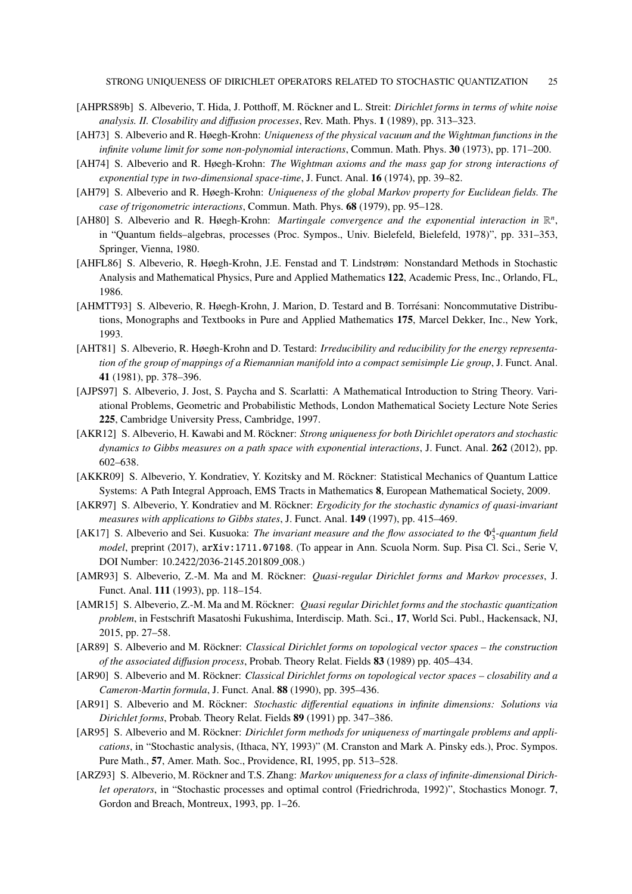[AHPRS89b] S. Albeverio, T. Hida, J. Potthoff, M. Röckner and L. Streit: *Dirichlet forms in terms of white noise analysis. II. Closability and diffusion processes*, Rev. Math. Phys. **1** (1989), pp. 313–323.

[AH73] S. Albeverio and R. Høegh-Krohn: *Uniqueness of the physical vacuum and the Wightman functions in the infinite volume limit for some non-polynomial interactions*, Commun. Math. Phys. **30** (1973), pp. 171–200.

[AH74] S. Albeverio and R. Høegh-Krohn: *The Wightman axioms and the mass gap for strong interactions of exponential type in two-dimensional space-time*, J. Funct. Anal. **16** (1974), pp. 39–82.

[AH79] S. Albeverio and R. Høegh-Krohn: *Uniqueness of the global Markov property for Euclidean fields. The case of trigonometric interactions*, Commun. Math. Phys. **68** (1979), pp. 95–128.

[AH80] S. Albeverio and R. Høegh-Krohn: *Martingale convergence and the exponential interaction in $\mathbb{R}^n$*, in "Quantum fields–algebras, processes (Proc. Sympos., Univ. Bielefeld, Bielefeld, 1978)", pp. 331–353, Springer, Vienna, 1980.

[AHFL86] S. Albeverio, R. Høegh-Krohn, J.E. Fenstad and T. Lindstrøm: Nonstandard Methods in Stochastic Analysis and Mathematical Physics, Pure and Applied Mathematics **122**, Academic Press, Inc., Orlando, FL, 1986.

[AHMTT93] S. Albeverio, R. Høegh-Krohn, J. Marion, D. Testard and B. Torrésani: Noncommutative Distributions, Monographs and Textbooks in Pure and Applied Mathematics **175**, Marcel Dekker, Inc., New York, 1993.

[AHT81] S. Albeverio, R. Høegh-Krohn and D. Testard: *Irreducibility and reducibility for the energy representation of the group of mappings of a Riemannian manifold into a compact semisimple Lie group*, J. Funct. Anal. **41** (1981), pp. 378–396.

[AJPS97] S. Albeverio, J. Jost, S. Paycha and S. Scarlatti: A Mathematical Introduction to String Theory. Variational Problems, Geometric and Probabilistic Methods, London Mathematical Society Lecture Note Series **225**, Cambridge University Press, Cambridge, 1997.

[AKR12] S. Albeverio, H. Kawabi and M. Röckner: *Strong uniqueness for both Dirichlet operators and stochastic dynamics to Gibbs measures on a path space with exponential interactions*, J. Funct. Anal. **262** (2012), pp. 602–638.

[AKKR09] S. Albeverio, Y. Kondratiev, Y. Kozitsky and M. Röckner: Statistical Mechanics of Quantum Lattice Systems: A Path Integral Approach, EMS Tracts in Mathematics **8**, European Mathematical Society, 2009.

[AKR97] S. Albeverio, Y. Kondratiev and M. Röckner: *Ergodicity for the stochastic dynamics of quasi-invariant measures with applications to Gibbs states*, J. Funct. Anal. **149** (1997), pp. 415–469.

[AK17] S. Albeverio and Sei. Kusuoka: *The invariant measure and the flow associated to the $\Phi^4_3$-quantum field model*, preprint (2017), `arXiv:1711.07108`. (To appear in Ann. Scuola Norm. Sup. Pisa Cl. Sci., Serie V, DOI Number: 10.2422/2036-2145.201809_008.)

[AMR93] S. Albeverio, Z.-M. Ma and M. Röckner: *Quasi-regular Dirichlet forms and Markov processes*, J. Funct. Anal. **111** (1993), pp. 118–154.

[AMR15] S. Albeverio, Z.-M. Ma and M. Röckner: *Quasi regular Dirichlet forms and the stochastic quantization problem*, in Festschrift Masatoshi Fukushima, Interdiscip. Math. Sci., **17**, World Sci. Publ., Hackensack, NJ, 2015, pp. 27–58.

[AR89] S. Albeverio and M. Röckner: *Classical Dirichlet forms on topological vector spaces – the construction of the associated diffusion process*, Probab. Theory Relat. Fields **83** (1989) pp. 405–434.

[AR90] S. Albeverio and M. Röckner: *Classical Dirichlet forms on topological vector spaces – closability and a Cameron-Martin formula*, J. Funct. Anal. **88** (1990), pp. 395–436.

[AR91] S. Albeverio and M. Röckner: *Stochastic differential equations in infinite dimensions: Solutions via Dirichlet forms*, Probab. Theory Relat. Fields **89** (1991) pp. 347–386.

[AR95] S. Albeverio and M. Röckner: *Dirichlet form methods for uniqueness of martingale problems and applications*, in "Stochastic analysis, (Ithaca, NY, 1993)" (M. Cranston and Mark A. Pinsky eds.), Proc. Sympos. Pure Math., **57**, Amer. Math. Soc., Providence, RI, 1995, pp. 513–528.

[ARZ93] S. Albeverio, M. Röckner and T.S. Zhang: *Markov uniqueness for a class of infinite-dimensional Dirichlet operators*, in "Stochastic processes and optimal control (Friedrichroda, 1992)", Stochastics Monogr. **7**, Gordon and Breach, Montreux, 1993, pp. 1–26.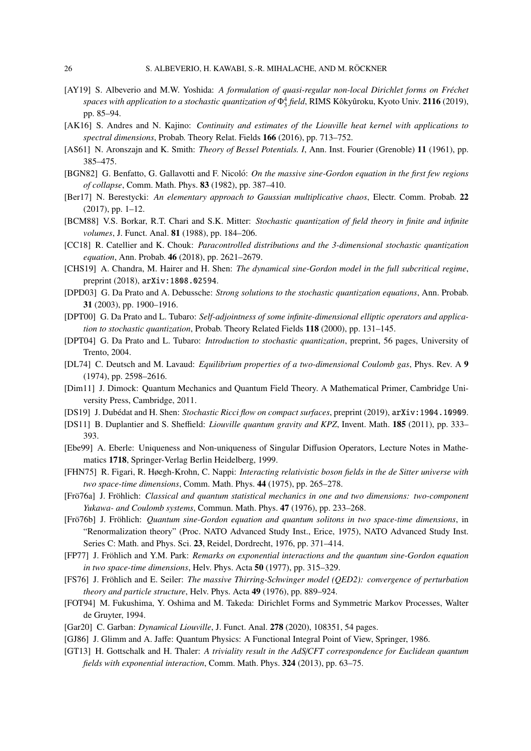[AY19] S. Albeverio and M.W. Yoshida: *A formulation of quasi-regular non-local Dirichlet forms on Fréchet spaces with application to a stochastic quantization of $\Phi^4_3$ field*, RIMS Kôkyûroku, Kyoto Univ. **2116** (2019), pp. 85–94.

[AK16] S. Andres and N. Kajino: *Continuity and estimates of the Liouville heat kernel with applications to spectral dimensions*, Probab. Theory Relat. Fields **166** (2016), pp. 713–752.

[AS61] N. Aronszajn and K. Smith: *Theory of Bessel Potentials. I*, Ann. Inst. Fourier (Grenoble) **11** (1961), pp. 385–475.

[BGN82] G. Benfatto, G. Gallavotti and F. Nicoló: *On the massive sine-Gordon equation in the first few regions of collapse*, Comm. Math. Phys. **83** (1982), pp. 387–410.

[Ber17] N. Berestycki: *An elementary approach to Gaussian multiplicative chaos*, Electr. Comm. Probab. **22** (2017), pp. 1–12.

[BCM88] V.S. Borkar, R.T. Chari and S.K. Mitter: *Stochastic quantization of field theory in finite and infinite volumes*, J. Funct. Anal. **81** (1988), pp. 184–206.

[CC18] R. Catellier and K. Chouk: *Paracontrolled distributions and the 3-dimensional stochastic quantization equation*, Ann. Probab. **46** (2018), pp. 2621–2679.

[CHS19] A. Chandra, M. Hairer and H. Shen: *The dynamical sine-Gordon model in the full subcritical regime*, preprint (2018), arXiv:1808.02594.

[DPD03] G. Da Prato and A. Debussche: *Strong solutions to the stochastic quantization equations*, Ann. Probab. **31** (2003), pp. 1900–1916.

[DPT00] G. Da Prato and L. Tubaro: *Self-adjointness of some infinite-dimensional elliptic operators and application to stochastic quantization*, Probab. Theory Related Fields **118** (2000), pp. 131–145.

[DPT04] G. Da Prato and L. Tubaro: *Introduction to stochastic quantization*, preprint, 56 pages, University of Trento, 2004.

[DL74] C. Deutsch and M. Lavaud: *Equilibrium properties of a two-dimensional Coulomb gas*, Phys. Rev. A **9** (1974), pp. 2598–2616.

[Dim11] J. Dimock: Quantum Mechanics and Quantum Field Theory. A Mathematical Primer, Cambridge University Press, Cambridge, 2011.

[DS19] J. Dubédat and H. Shen: *Stochastic Ricci flow on compact surfaces*, preprint (2019), arXiv:1904.10909.

[DS11] B. Duplantier and S. Sheffield: *Liouville quantum gravity and KPZ*, Invent. Math. **185** (2011), pp. 333–393.

[Ebe99] A. Eberle: Uniqueness and Non-uniqueness of Singular Diffusion Operators, Lecture Notes in Mathematics **1718**, Springer-Verlag Berlin Heidelberg, 1999.

[FHN75] R. Figari, R. Høegh-Krohn, C. Nappi: *Interacting relativistic boson fields in the de Sitter universe with two space-time dimensions*, Comm. Math. Phys. **44** (1975), pp. 265–278.

[Frö76a] J. Fröhlich: *Classical and quantum statistical mechanics in one and two dimensions: two-component Yukawa- and Coulomb systems*, Commun. Math. Phys. **47** (1976), pp. 233–268.

[Frö76b] J. Fröhlich: *Quantum sine-Gordon equation and quantum solitons in two space-time dimensions*, in "Renormalization theory" (Proc. NATO Advanced Study Inst., Erice, 1975), NATO Advanced Study Inst. Series C: Math. and Phys. Sci. **23**, Reidel, Dordrecht, 1976, pp. 371–414.

[FP77] J. Fröhlich and Y.M. Park: *Remarks on exponential interactions and the quantum sine-Gordon equation in two space-time dimensions*, Helv. Phys. Acta **50** (1977), pp. 315–329.

[FS76] J. Fröhlich and E. Seiler: *The massive Thirring-Schwinger model (QED2): convergence of perturbation theory and particle structure*, Helv. Phys. Acta **49** (1976), pp. 889–924.

[FOT94] M. Fukushima, Y. Oshima and M. Takeda: Dirichlet Forms and Symmetric Markov Processes, Walter de Gruyter, 1994.

[Gar20] C. Garban: *Dynamical Liouville*, J. Funct. Anal. **278** (2020), 108351, 54 pages.

[GJ86] J. Glimm and A. Jaffe: Quantum Physics: A Functional Integral Point of View, Springer, 1986.

[GT13] H. Gottschalk and H. Thaler: *A triviality result in the AdS/CFT correspondence for Euclidean quantum fields with exponential interaction*, Comm. Math. Phys. **324** (2013), pp. 63–75.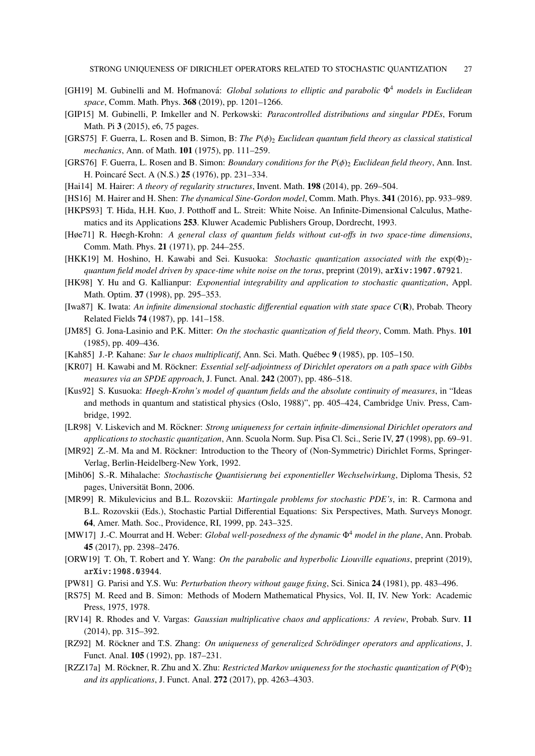[GH19] M. Gubinelli and M. Hofmanová: *Global solutions to elliptic and parabolic $\Phi^4$ models in Euclidean space*, Comm. Math. Phys. **368** (2019), pp. 1201–1266.

[GIP15] M. Gubinelli, P. Imkeller and N. Perkowski: *Paracontrolled distributions and singular PDEs*, Forum Math. Pi **3** (2015), e6, 75 pages.

[GRS75] F. Guerra, L. Rosen and B. Simon, B: *The $P(\phi)_2$ Euclidean quantum field theory as classical statistical mechanics*, Ann. of Math. **101** (1975), pp. 111–259.

[GRS76] F. Guerra, L. Rosen and B. Simon: *Boundary conditions for the $P(\phi)_2$ Euclidean field theory*, Ann. Inst. H. Poincaré Sect. A (N.S.) **25** (1976), pp. 231–334.

[Hai14] M. Hairer: *A theory of regularity structures*, Invent. Math. **198** (2014), pp. 269–504.

[HS16] M. Hairer and H. Shen: *The dynamical Sine-Gordon model*, Comm. Math. Phys. **341** (2016), pp. 933–989.

[HKPS93] T. Hida, H.H. Kuo, J. Potthoff and L. Streit: White Noise. An Infinite-Dimensional Calculus, Mathematics and its Applications **253**. Kluwer Academic Publishers Group, Dordrecht, 1993.

[Høe71] R. Høegh-Krohn: *A general class of quantum fields without cut-offs in two space-time dimensions*, Comm. Math. Phys. **21** (1971), pp. 244–255.

[HKK19] M. Hoshino, H. Kawabi and Sei. Kusuoka: *Stochastic quantization associated with the $\exp(\Phi)_2$-quantum field model driven by space-time white noise on the torus*, preprint (2019), arXiv:1907.07921.

[HK98] Y. Hu and G. Kallianpur: *Exponential integrability and application to stochastic quantization*, Appl. Math. Optim. **37** (1998), pp. 295–353.

[Iwa87] K. Iwata: *An infinite dimensional stochastic differential equation with state space $C(\mathbf{R})$*, Probab. Theory Related Fields **74** (1987), pp. 141–158.

[JM85] G. Jona-Lasinio and P.K. Mitter: *On the stochastic quantization of field theory*, Comm. Math. Phys. **101** (1985), pp. 409–436.

[Kah85] J.-P. Kahane: *Sur le chaos multiplicatif*, Ann. Sci. Math. Québec **9** (1985), pp. 105–150.

[KR07] H. Kawabi and M. Röckner: *Essential self-adjointness of Dirichlet operators on a path space with Gibbs measures via an SPDE approach*, J. Funct. Anal. **242** (2007), pp. 486–518.

[Kus92] S. Kusuoka: *Høegh-Krohn's model of quantum fields and the absolute continuity of measures*, in "Ideas and methods in quantum and statistical physics (Oslo, 1988)", pp. 405–424, Cambridge Univ. Press, Cambridge, 1992.

[LR98] V. Liskevich and M. Röckner: *Strong uniqueness for certain infinite-dimensional Dirichlet operators and applications to stochastic quantization*, Ann. Scuola Norm. Sup. Pisa Cl. Sci., Serie IV, **27** (1998), pp. 69–91.

[MR92] Z.-M. Ma and M. Röckner: Introduction to the Theory of (Non-Symmetric) Dirichlet Forms, Springer-Verlag, Berlin-Heidelberg-New York, 1992.

[Mih06] S.-R. Mihalache: *Stochastische Quantisierung bei exponentieller Wechselwirkung*, Diploma Thesis, 52 pages, Universität Bonn, 2006.

[MR99] R. Mikulevicius and B.L. Rozovskii: *Martingale problems for stochastic PDE's*, in: R. Carmona and B.L. Rozovskii (Eds.), Stochastic Partial Differential Equations: Six Perspectives, Math. Surveys Monogr. **64**, Amer. Math. Soc., Providence, RI, 1999, pp. 243–325.

[MW17] J.-C. Mourrat and H. Weber: *Global well-posedness of the dynamic $\Phi^4$ model in the plane*, Ann. Probab. **45** (2017), pp. 2398–2476.

[ORW19] T. Oh, T. Robert and Y. Wang: *On the parabolic and hyperbolic Liouville equations*, preprint (2019), arXiv:1908.03944.

[PW81] G. Parisi and Y.S. Wu: *Perturbation theory without gauge fixing*, Sci. Sinica **24** (1981), pp. 483–496.

[RS75] M. Reed and B. Simon: Methods of Modern Mathematical Physics, Vol. II, IV. New York: Academic Press, 1975, 1978.

[RV14] R. Rhodes and V. Vargas: *Gaussian multiplicative chaos and applications: A review*, Probab. Surv. **11** (2014), pp. 315–392.

[RZ92] M. Röckner and T.S. Zhang: *On uniqueness of generalized Schrödinger operators and applications*, J. Funct. Anal. **105** (1992), pp. 187–231.

[RZZ17a] M. Röckner, R. Zhu and X. Zhu: *Restricted Markov uniqueness for the stochastic quantization of $P(\Phi)_2$ and its applications*, J. Funct. Anal. **272** (2017), pp. 4263–4303.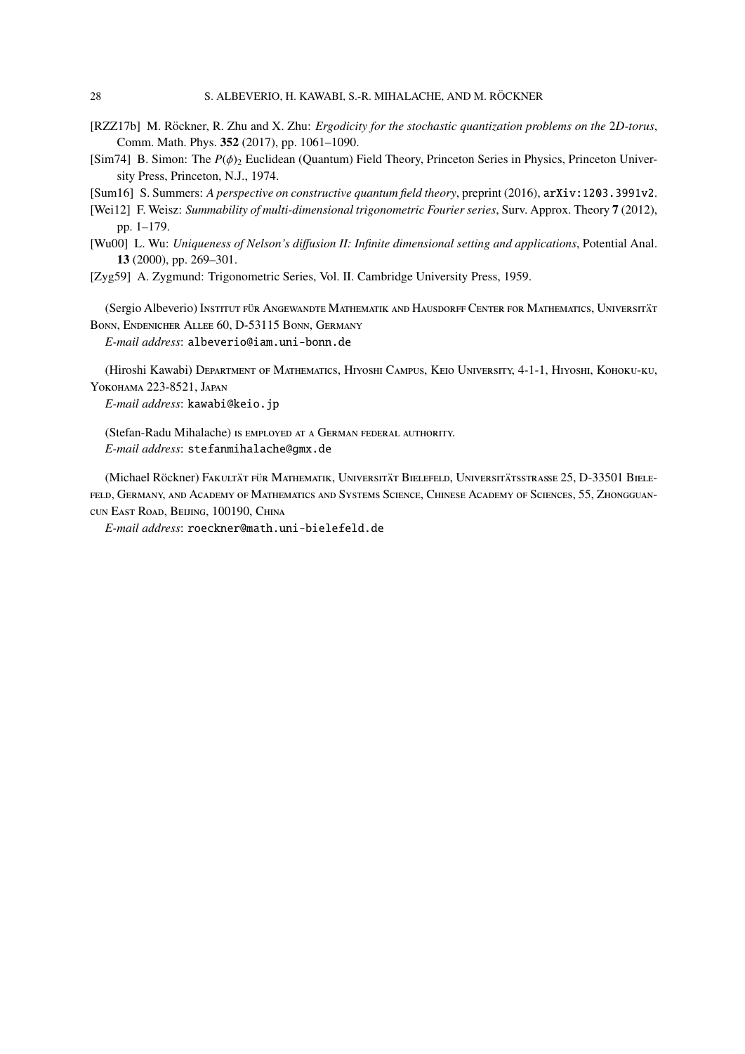[RZZ17b] M. Röckner, R. Zhu and X. Zhu: *Ergodicity for the stochastic quantization problems on the* 2*D-torus*, Comm. Math. Phys. **352** (2017), pp. 1061–1090.

[Sim74] B. Simon: The $P(\phi)_2$ Euclidean (Quantum) Field Theory, Princeton Series in Physics, Princeton University Press, Princeton, N.J., 1974.

[Sum16] S. Summers: *A perspective on constructive quantum field theory*, preprint (2016), arXiv:1203.3991v2.

[Wei12] F. Weisz: *Summability of multi-dimensional trigonometric Fourier series*, Surv. Approx. Theory **7** (2012), pp. 1–179.

[Wu00] L. Wu: *Uniqueness of Nelson's diffusion II: Infinite dimensional setting and applications*, Potential Anal. **13** (2000), pp. 269–301.

[Zyg59] A. Zygmund: Trigonometric Series, Vol. II. Cambridge University Press, 1959.

(Sergio Albeverio) Institut für Angewandte Mathematik and Hausdorff Center for Mathematics, Universität Bonn, Endenicher Allee 60, D-53115 Bonn, Germany

*E-mail address*: albeverio@iam.uni-bonn.de

(Hiroshi Kawabi) Department of Mathematics, Hiyoshi Campus, Keio University, 4-1-1, Hiyoshi, Kohoku-ku, Yokohama 223-8521, Japan

*E-mail address*: kawabi@keio.jp

(Stefan-Radu Mihalache) is employed at a German federal authority.

*E-mail address*: stefanmihalache@gmx.de

(Michael Röckner) Fakultät für Mathematik, Universität Bielefeld, Universitätsstrasse 25, D-33501 Bielefeld, Germany, and Academy of Mathematics and Systems Science, Chinese Academy of Sciences, 55, Zhongguancun East Road, Beijing, 100190, China

*E-mail address*: roeckner@math.uni-bielefeld.de